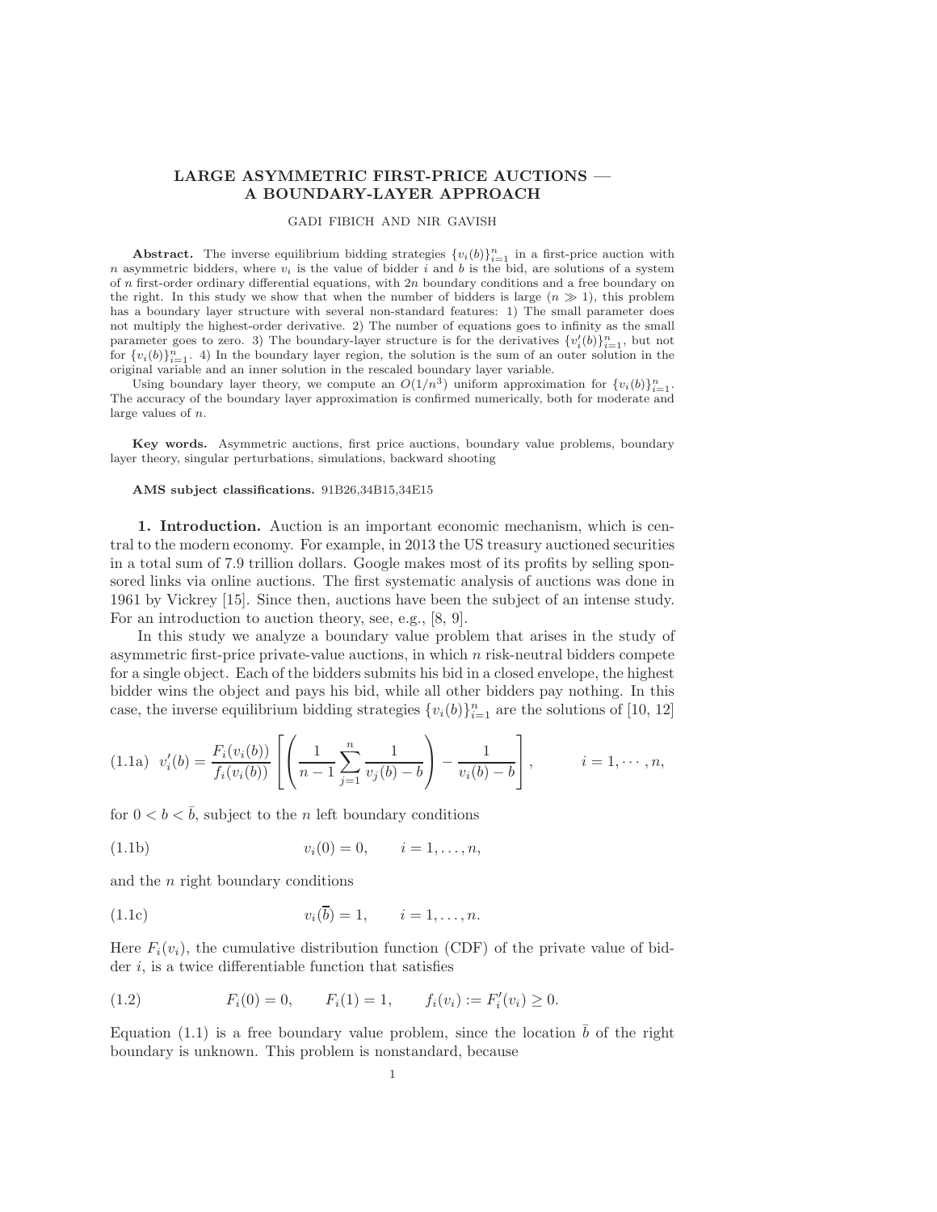# LARGE ASYMMETRIC FIRST-PRICE AUCTIONS — A BOUNDARY-LAYER APPROACH

GADI FIBICH AND NIR GAVISH

**Abstract.** The inverse equilibrium bidding strategies $\{v_i(b)\}_{i=1}^n$ in a first-price auction with $n$ asymmetric bidders, where $v_i$ is the value of bidder $i$ and $b$ is the bid, are solutions of a system of $n$ first-order ordinary differential equations, with $2n$ boundary conditions and a free boundary on the right. In this study we show that when the number of bidders is large ($n \gg 1$), this problem has a boundary layer structure with several non-standard features: 1) The small parameter does not multiply the highest-order derivative. 2) The number of equations goes to infinity as the small parameter goes to zero. 3) The boundary-layer structure is for the derivatives $\{v_i'(b)\}_{i=1}^n$, but not for $\{v_i(b)\}_{i=1}^n$. 4) In the boundary layer region, the solution is the sum of an outer solution in the original variable and an inner solution in the rescaled boundary layer variable.

Using boundary layer theory, we compute an $O(1/n^3)$ uniform approximation for $\{v_i(b)\}_{i=1}^n$. The accuracy of the boundary layer approximation is confirmed numerically, both for moderate and large values of $n$.

**Key words.** Asymmetric auctions, first price auctions, boundary value problems, boundary layer theory, singular perturbations, simulations, backward shooting

**AMS subject classifications.** 91B26,34B15,34E15

## 1. Introduction.

Auction is an important economic mechanism, which is central to the modern economy. For example, in 2013 the US treasury auctioned securities in a total sum of 7.9 trillion dollars. Google makes most of its profits by selling sponsored links via online auctions. The first systematic analysis of auctions was done in 1961 by Vickrey [15]. Since then, auctions have been the subject of an intense study. For an introduction to auction theory, see, e.g., [8, 9].

In this study we analyze a boundary value problem that arises in the study of asymmetric first-price private-value auctions, in which $n$ risk-neutral bidders compete for a single object. Each of the bidders submits his bid in a closed envelope, the highest bidder wins the object and pays his bid, while all other bidders pay nothing. In this case, the inverse equilibrium bidding strategies $\{v_i(b)\}_{i=1}^n$ are the solutions of [10, 12]

$$v_i'(b) = \frac{F_i(v_i(b))}{f_i(v_i(b))}\left[\left(\frac{1}{n-1}\sum_{j=1}^{n}\frac{1}{v_j(b)-b}\right) - \frac{1}{v_i(b)-b}\right], \qquad i = 1, \cdots, n, \tag{1.1a}$$

for $0 < b < \bar{b}$, subject to the $n$ left boundary conditions

$$v_i(0) = 0, \qquad i = 1, \ldots, n, \tag{1.1b}$$

and the $n$ right boundary conditions

$$v_i(\overline{b}) = 1, \qquad i = 1, \ldots, n. \tag{1.1c}$$

Here $F_i(v_i)$, the cumulative distribution function (CDF) of the private value of bidder $i$, is a twice differentiable function that satisfies

$$F_i(0) = 0, \qquad F_i(1) = 1, \qquad f_i(v_i) := F_i'(v_i) \geq 0. \tag{1.2}$$

Equation (1.1) is a free boundary value problem, since the location $\bar{b}$ of the right boundary is unknown. This problem is nonstandard, because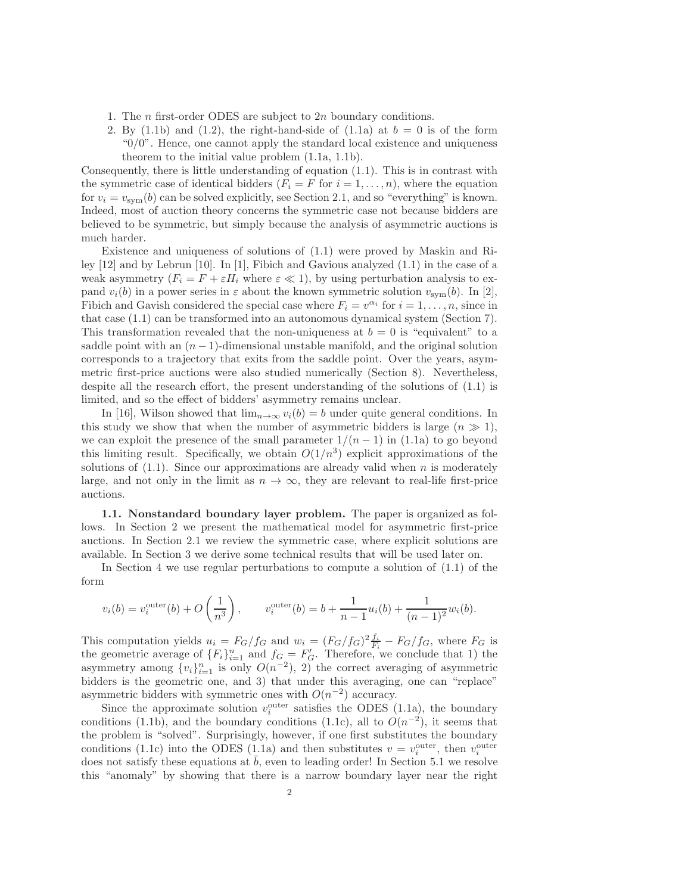1. The $n$ first-order ODES are subject to $2n$ boundary conditions.
2. By (1.1b) and (1.2), the right-hand-side of (1.1a) at $b = 0$ is of the form "0/0". Hence, one cannot apply the standard local existence and uniqueness theorem to the initial value problem (1.1a, 1.1b).

Consequently, there is little understanding of equation (1.1). This is in contrast with the symmetric case of identical bidders ($F_i = F$ for $i = 1, \ldots, n$), where the equation for $v_i = v_{\rm sym}(b)$ can be solved explicitly, see Section 2.1, and so "everything" is known. Indeed, most of auction theory concerns the symmetric case not because bidders are believed to be symmetric, but simply because the analysis of asymmetric auctions is much harder.

Existence and uniqueness of solutions of (1.1) were proved by Maskin and Riley [12] and by Lebrun [10]. In [1], Fibich and Gavious analyzed (1.1) in the case of a weak asymmetry ($F_i = F + \varepsilon H_i$ where $\varepsilon \ll 1$), by using perturbation analysis to expand $v_i(b)$ in a power series in $\varepsilon$ about the known symmetric solution $v_{\rm sym}(b)$. In [2], Fibich and Gavish considered the special case where $F_i = v^{\alpha_i}$ for $i = 1, \ldots, n$, since in that case (1.1) can be transformed into an autonomous dynamical system (Section 7). This transformation revealed that the non-uniqueness at $b = 0$ is "equivalent" to a saddle point with an $(n-1)$-dimensional unstable manifold, and the original solution corresponds to a trajectory that exits from the saddle point. Over the years, asymmetric first-price auctions were also studied numerically (Section 8). Nevertheless, despite all the research effort, the present understanding of the solutions of (1.1) is limited, and so the effect of bidders' asymmetry remains unclear.

In [16], Wilson showed that $\lim_{n\to\infty} v_i(b) = b$ under quite general conditions. In this study we show that when the number of asymmetric bidders is large ($n \gg 1$), we can exploit the presence of the small parameter $1/(n-1)$ in (1.1a) to go beyond this limiting result. Specifically, we obtain $O(1/n^3)$ explicit approximations of the solutions of (1.1). Since our approximations are already valid when $n$ is moderately large, and not only in the limit as $n \to \infty$, they are relevant to real-life first-price auctions.

**1.1. Nonstandard boundary layer problem.** The paper is organized as follows. In Section 2 we present the mathematical model for asymmetric first-price auctions. In Section 2.1 we review the symmetric case, where explicit solutions are available. In Section 3 we derive some technical results that will be used later on.

In Section 4 we use regular perturbations to compute a solution of (1.1) of the form

$$v_i(b) = v_i^{\rm outer}(b) + O\left(\frac{1}{n^3}\right), \qquad v_i^{\rm outer}(b) = b + \frac{1}{n-1}u_i(b) + \frac{1}{(n-1)^2}w_i(b).$$

This computation yields $u_i = F_G/f_G$ and $w_i = (F_G/f_G)^2 \frac{f_i}{F_i} - F_G/f_G$, where $F_G$ is the geometric average of $\{F_i\}_{i=1}^n$ and $f_G = F_G'$. Therefore, we conclude that 1) the asymmetry among $\{v_i\}_{i=1}^n$ is only $O(n^{-2})$, 2) the correct averaging of asymmetric bidders is the geometric one, and 3) that under this averaging, one can "replace" asymmetric bidders with symmetric ones with $O(n^{-2})$ accuracy.

Since the approximate solution $v_i^{\rm outer}$ satisfies the ODES (1.1a), the boundary conditions (1.1b), and the boundary conditions (1.1c), all to $O(n^{-2})$, it seems that the problem is "solved". Surprisingly, however, if one first substitutes the boundary conditions (1.1c) into the ODES (1.1a) and then substitutes $v = v_i^{\rm outer}$, then $v_i^{\rm outer}$ does not satisfy these equations at $\bar{b}$, even to leading order! In Section 5.1 we resolve this "anomaly" by showing that there is a narrow boundary layer near the right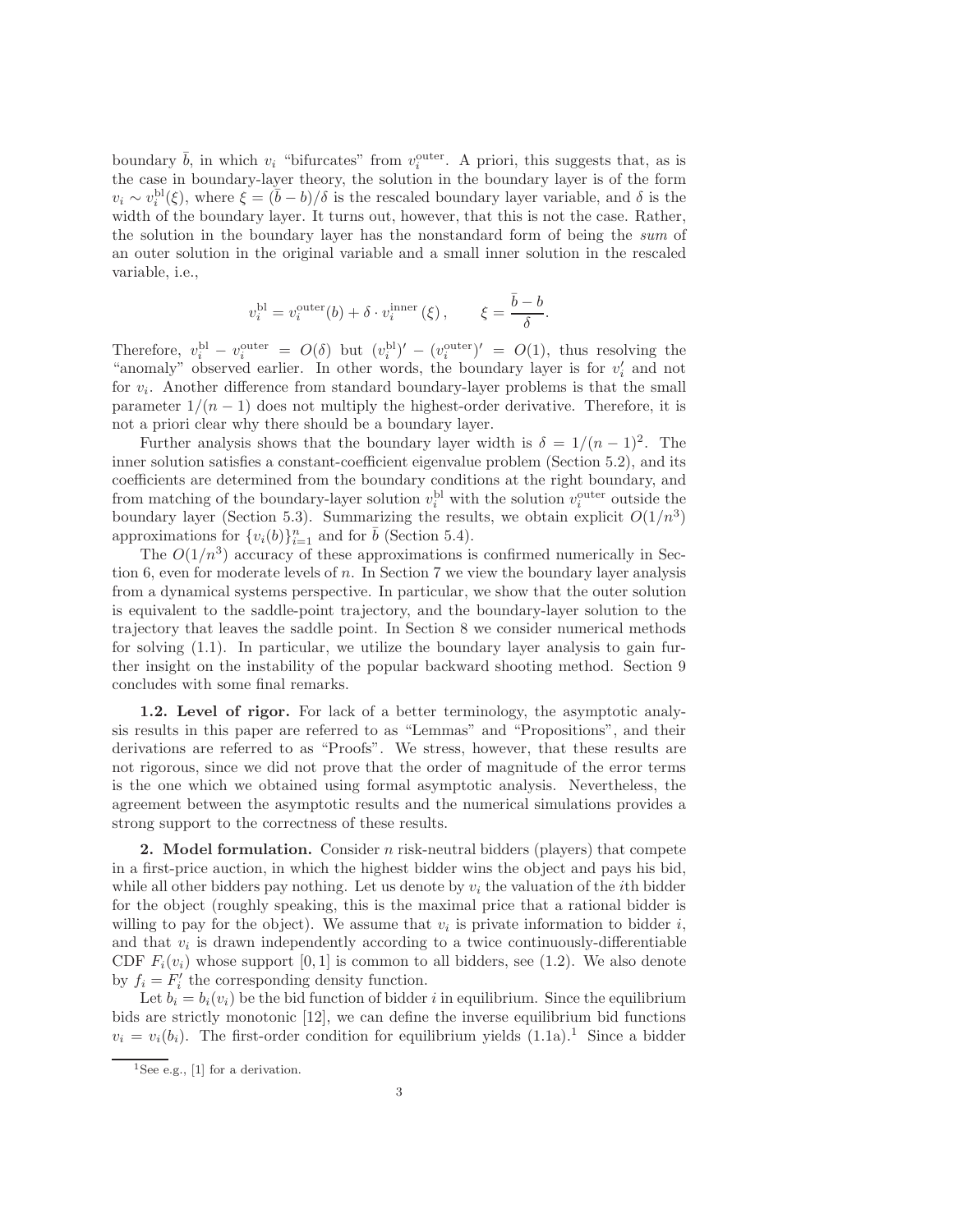boundary $\bar{b}$, in which $v_i$ "bifurcates" from $v_i^{\text{outer}}$. A priori, this suggests that, as is the case in boundary-layer theory, the solution in the boundary layer is of the form $v_i \sim v_i^{\text{bl}}(\xi)$, where $\xi = (\bar{b} - b)/\delta$ is the rescaled boundary layer variable, and $\delta$ is the width of the boundary layer. It turns out, however, that this is not the case. Rather, the solution in the boundary layer has the nonstandard form of being the *sum* of an outer solution in the original variable and a small inner solution in the rescaled variable, i.e.,

$$v_i^{\text{bl}} = v_i^{\text{outer}}(b) + \delta \cdot v_i^{\text{inner}}(\xi), \qquad \xi = \frac{\bar{b} - b}{\delta}.$$

Therefore, $v_i^{\text{bl}} - v_i^{\text{outer}} = O(\delta)$ but $(v_i^{\text{bl}})' - (v_i^{\text{outer}})' = O(1)$, thus resolving the "anomaly" observed earlier. In other words, the boundary layer is for $v_i'$ and not for $v_i$. Another difference from standard boundary-layer problems is that the small parameter $1/(n-1)$ does not multiply the highest-order derivative. Therefore, it is not a priori clear why there should be a boundary layer.

Further analysis shows that the boundary layer width is $\delta = 1/(n-1)^2$. The inner solution satisfies a constant-coefficient eigenvalue problem (Section 5.2), and its coefficients are determined from the boundary conditions at the right boundary, and from matching of the boundary-layer solution $v_i^{\text{bl}}$ with the solution $v_i^{\text{outer}}$ outside the boundary layer (Section 5.3). Summarizing the results, we obtain explicit $O(1/n^3)$ approximations for $\{v_i(b)\}_{i=1}^n$ and for $\bar{b}$ (Section 5.4).

The $O(1/n^3)$ accuracy of these approximations is confirmed numerically in Section 6, even for moderate levels of $n$. In Section 7 we view the boundary layer analysis from a dynamical systems perspective. In particular, we show that the outer solution is equivalent to the saddle-point trajectory, and the boundary-layer solution to the trajectory that leaves the saddle point. In Section 8 we consider numerical methods for solving (1.1). In particular, we utilize the boundary layer analysis to gain further insight on the instability of the popular backward shooting method. Section 9 concludes with some final remarks.

**1.2. Level of rigor.** For lack of a better terminology, the asymptotic analysis results in this paper are referred to as "Lemmas" and "Propositions", and their derivations are referred to as "Proofs". We stress, however, that these results are not rigorous, since we did not prove that the order of magnitude of the error terms is the one which we obtained using formal asymptotic analysis. Nevertheless, the agreement between the asymptotic results and the numerical simulations provides a strong support to the correctness of these results.

**2. Model formulation.** Consider $n$ risk-neutral bidders (players) that compete in a first-price auction, in which the highest bidder wins the object and pays his bid, while all other bidders pay nothing. Let us denote by $v_i$ the valuation of the $i$th bidder for the object (roughly speaking, this is the maximal price that a rational bidder is willing to pay for the object). We assume that $v_i$ is private information to bidder $i$, and that $v_i$ is drawn independently according to a twice continuously-differentiable CDF $F_i(v_i)$ whose support $[0, 1]$ is common to all bidders, see (1.2). We also denote by $f_i = F_i'$ the corresponding density function.

Let $b_i = b_i(v_i)$ be the bid function of bidder $i$ in equilibrium. Since the equilibrium bids are strictly monotonic [12], we can define the inverse equilibrium bid functions $v_i = v_i(b_i)$. The first-order condition for equilibrium yields (1.1a).[1] Since a bidder

[1] See e.g., [1] for a derivation.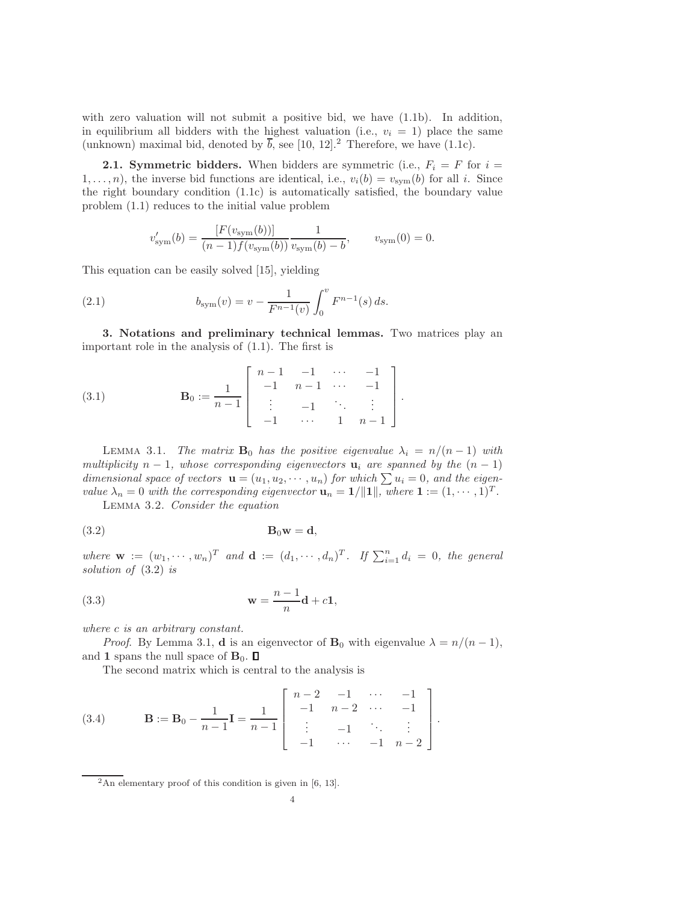with zero valuation will not submit a positive bid, we have (1.1b). In addition, in equilibrium all bidders with the highest valuation (i.e., $v_i = 1$) place the same (unknown) maximal bid, denoted by $\overline{b}$, see [10, 12].[2] Therefore, we have (1.1c).

**2.1. Symmetric bidders.** When bidders are symmetric (i.e., $F_i = F$ for $i = 1, \ldots, n$), the inverse bid functions are identical, i.e., $v_i(b) = v_{\rm sym}(b)$ for all $i$. Since the right boundary condition (1.1c) is automatically satisfied, the boundary value problem (1.1) reduces to the initial value problem

$$v'_{\rm sym}(b) = \frac{[F(v_{\rm sym}(b))]}{(n-1)f(v_{\rm sym}(b))} \frac{1}{v_{\rm sym}(b) - b}, \qquad v_{\rm sym}(0) = 0.$$

This equation can be easily solved [15], yielding

$$b_{\rm sym}(v) = v - \frac{1}{F^{n-1}(v)} \int_0^v F^{n-1}(s)\, ds. \tag{2.1}$$

**3. Notations and preliminary technical lemmas.** Two matrices play an important role in the analysis of (1.1). The first is

$$\mathbf{B}_0 := \frac{1}{n-1} \begin{bmatrix} n-1 & -1 & \cdots & -1 \\ -1 & n-1 & \cdots & -1 \\ \vdots & -1 & \ddots & \vdots \\ -1 & \cdots & 1 & n-1 \end{bmatrix}. \tag{3.1}$$

Lemma 3.1. *The matrix $\mathbf{B}_0$ has the positive eigenvalue $\lambda_i = n/(n-1)$ with multiplicity $n-1$, whose corresponding eigenvectors $\mathbf{u}_i$ are spanned by the $(n-1)$ dimensional space of vectors $\mathbf{u} = (u_1, u_2, \cdots, u_n)$ for which $\sum u_i = 0$, and the eigenvalue $\lambda_n = 0$ with the corresponding eigenvector $\mathbf{u}_n = \mathbf{1}/\|\mathbf{1}\|$, where $\mathbf{1} := (1, \cdots, 1)^T$.*

Lemma 3.2. *Consider the equation*

$$\mathbf{B}_0 \mathbf{w} = \mathbf{d}, \tag{3.2}$$

*where $\mathbf{w} := (w_1, \cdots, w_n)^T$ and $\mathbf{d} := (d_1, \cdots, d_n)^T$. If $\sum_{i=1}^n d_i = 0$, the general solution of (3.2) is*

$$\mathbf{w} = \frac{n-1}{n}\mathbf{d} + c\mathbf{1}, \tag{3.3}$$

*where $c$ is an arbitrary constant.*

*Proof.* By Lemma 3.1, $\mathbf{d}$ is an eigenvector of $\mathbf{B}_0$ with eigenvalue $\lambda = n/(n-1)$, and $\mathbf{1}$ spans the null space of $\mathbf{B}_0$. ∎

The second matrix which is central to the analysis is

$$\mathbf{B} := \mathbf{B}_0 - \frac{1}{n-1}\mathbf{I} = \frac{1}{n-1} \begin{bmatrix} n-2 & -1 & \cdots & -1 \\ -1 & n-2 & \cdots & -1 \\ \vdots & -1 & \ddots & \vdots \\ -1 & \cdots & -1 & n-2 \end{bmatrix}. \tag{3.4}$$

[2] An elementary proof of this condition is given in [6, 13].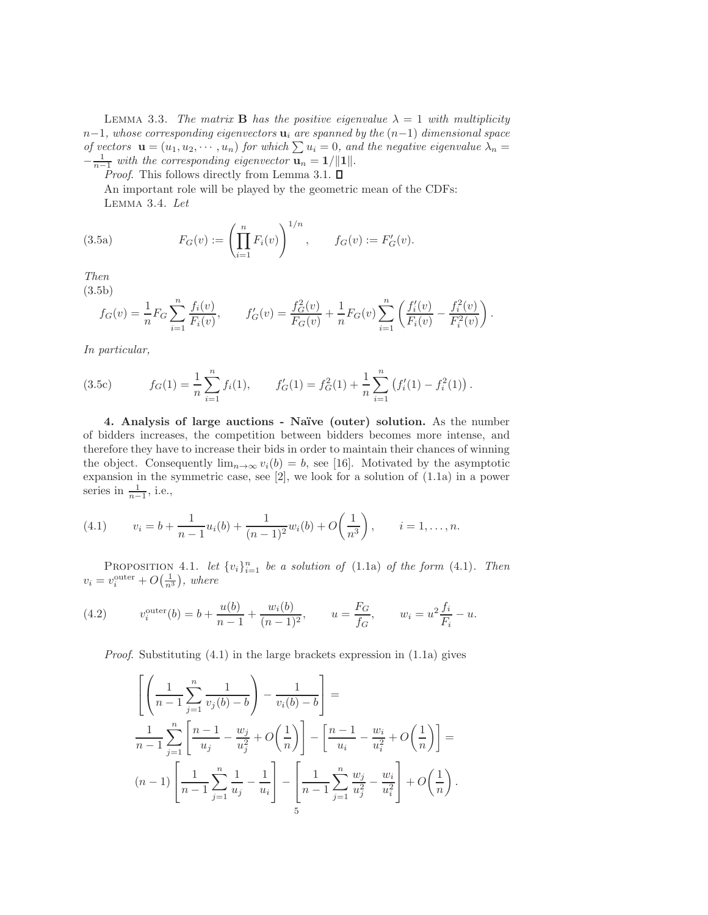Lemma 3.3. *The matrix* $\mathbf{B}$ *has the positive eigenvalue* $\lambda = 1$ *with multiplicity* $n-1$*, whose corresponding eigenvectors* $\mathbf{u}_i$ *are spanned by the* $(n-1)$ *dimensional space of vectors* $\mathbf{u} = (u_1, u_2, \cdots, u_n)$ *for which* $\sum u_i = 0$*, and the negative eigenvalue* $\lambda_n = -\frac{1}{n-1}$ *with the corresponding eigenvector* $\mathbf{u}_n = \mathbf{1}/\|\mathbf{1}\|$.

*Proof*. This follows directly from Lemma 3.1. ∎

An important role will be played by the geometric mean of the CDFs:

Lemma 3.4. *Let*

$$F_G(v) := \left(\prod_{i=1}^{n} F_i(v)\right)^{1/n}, \qquad f_G(v) := F_G'(v). \tag{3.5a}$$

*Then*

$$f_G(v) = \frac{1}{n} F_G \sum_{i=1}^{n} \frac{f_i(v)}{F_i(v)}, \qquad f_G'(v) = \frac{f_G^2(v)}{F_G(v)} + \frac{1}{n} F_G(v) \sum_{i=1}^{n} \left( \frac{f_i'(v)}{F_i(v)} - \frac{f_i^2(v)}{F_i^2(v)} \right). \tag{3.5b}$$

*In particular,*

$$f_G(1) = \frac{1}{n} \sum_{i=1}^{n} f_i(1), \qquad f_G'(1) = f_G^2(1) + \frac{1}{n} \sum_{i=1}^{n} \left( f_i'(1) - f_i^2(1) \right). \tag{3.5c}$$

## 4. Analysis of large auctions - Naïve (outer) solution.

As the number of bidders increases, the competition between bidders becomes more intense, and therefore they have to increase their bids in order to maintain their chances of winning the object. Consequently $\lim_{n\to\infty} v_i(b) = b$, see [16]. Motivated by the asymptotic expansion in the symmetric case, see [2], we look for a solution of (1.1a) in a power series in $\frac{1}{n-1}$, i.e.,

$$v_i = b + \frac{1}{n-1} u_i(b) + \frac{1}{(n-1)^2} w_i(b) + O\!\left(\frac{1}{n^3}\right), \qquad i = 1, \ldots, n. \tag{4.1}$$

Proposition 4.1. *let* $\{v_i\}_{i=1}^{n}$ *be a solution of* (1.1a) *of the form* (4.1)*. Then* $v_i = v_i^{\rm outer} + O\!\left(\frac{1}{n^3}\right)$*, where*

$$v_i^{\rm outer}(b) = b + \frac{u(b)}{n-1} + \frac{w_i(b)}{(n-1)^2}, \qquad u = \frac{F_G}{f_G}, \qquad w_i = u^2 \frac{f_i}{F_i} - u. \tag{4.2}$$

*Proof*. Substituting (4.1) in the large brackets expression in (1.1a) gives

$$\begin{aligned}
&\left[ \left( \frac{1}{n-1} \sum_{j=1}^{n} \frac{1}{v_j(b) - b} \right) - \frac{1}{v_i(b) - b} \right] = \\
&\frac{1}{n-1} \sum_{j=1}^{n} \left[ \frac{n-1}{u_j} - \frac{w_j}{u_j^2} + O\!\left(\frac{1}{n}\right) \right] - \left[ \frac{n-1}{u_i} - \frac{w_i}{u_i^2} + O\!\left(\frac{1}{n}\right) \right] = \\
&(n-1) \left[ \frac{1}{n-1} \sum_{j=1}^{n} \frac{1}{u_j} - \frac{1}{u_i} \right] - \left[ \frac{1}{n-1} \sum_{j=1}^{n} \frac{w_j}{u_j^2} - \frac{w_i}{u_i^2} \right] + O\!\left(\frac{1}{n}\right).
\end{aligned}$$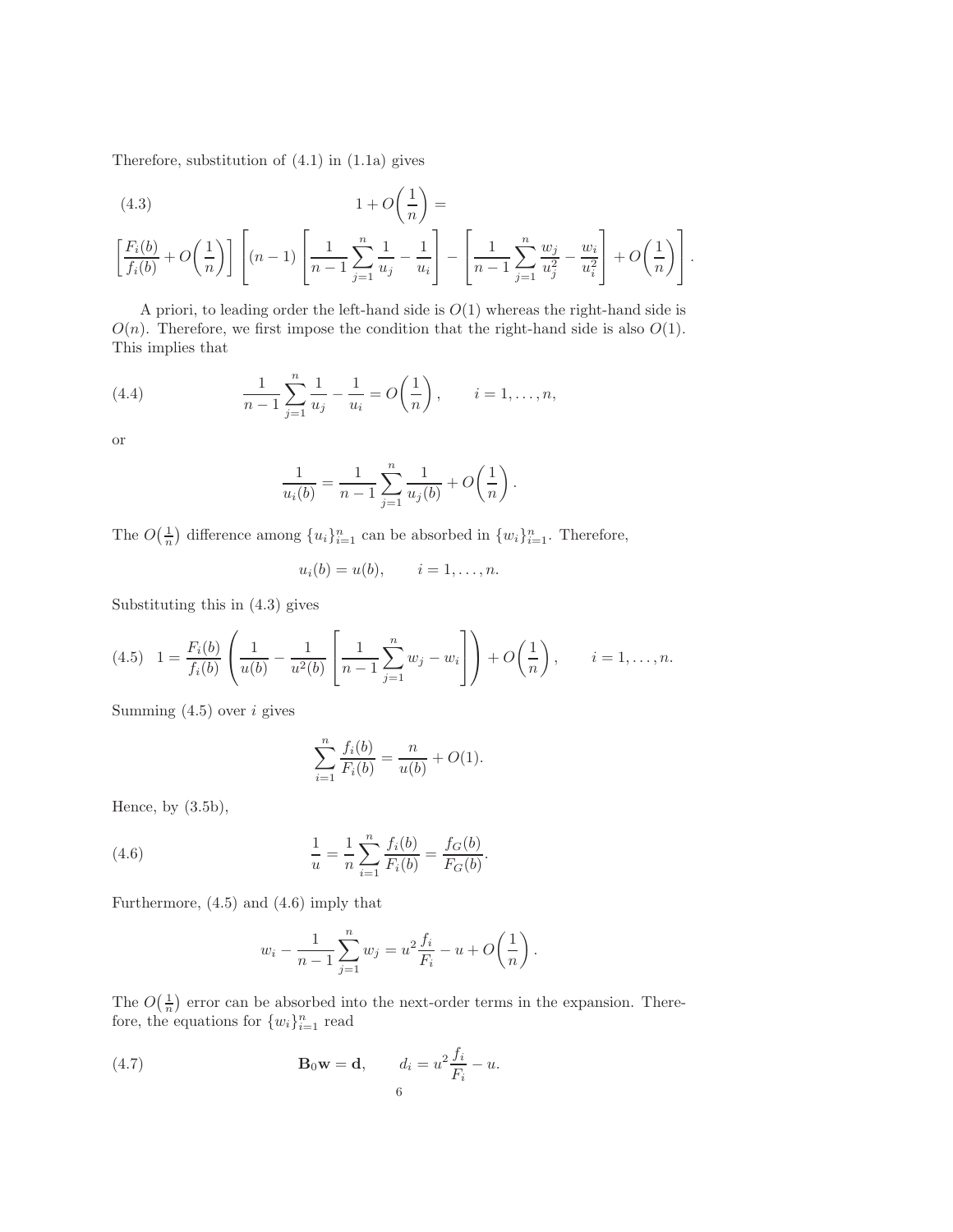Therefore, substitution of (4.1) in (1.1a) gives

$$1 + O\left(\frac{1}{n}\right) = \tag{4.3}$$

$$\left[\frac{F_i(b)}{f_i(b)} + O\left(\frac{1}{n}\right)\right]\left[(n-1)\left[\frac{1}{n-1}\sum_{j=1}^{n}\frac{1}{u_j} - \frac{1}{u_i}\right] - \left[\frac{1}{n-1}\sum_{j=1}^{n}\frac{w_j}{u_j^2} - \frac{w_i}{u_i^2}\right] + O\left(\frac{1}{n}\right)\right].$$

A priori, to leading order the left-hand side is $O(1)$ whereas the right-hand side is $O(n)$. Therefore, we first impose the condition that the right-hand side is also $O(1)$. This implies that

$$\frac{1}{n-1}\sum_{j=1}^{n}\frac{1}{u_j} - \frac{1}{u_i} = O\left(\frac{1}{n}\right), \qquad i = 1, \ldots, n, \tag{4.4}$$

or

$$\frac{1}{u_i(b)} = \frac{1}{n-1}\sum_{j=1}^{n}\frac{1}{u_j(b)} + O\left(\frac{1}{n}\right).$$

The $O\left(\frac{1}{n}\right)$ difference among $\{u_i\}_{i=1}^n$ can be absorbed in $\{w_i\}_{i=1}^n$. Therefore,

$$u_i(b) = u(b), \qquad i = 1, \ldots, n.$$

Substituting this in (4.3) gives

$$1 = \frac{F_i(b)}{f_i(b)}\left(\frac{1}{u(b)} - \frac{1}{u^2(b)}\left[\frac{1}{n-1}\sum_{j=1}^{n} w_j - w_i\right]\right) + O\left(\frac{1}{n}\right), \qquad i = 1, \ldots, n. \tag{4.5}$$

Summing (4.5) over $i$ gives

$$\sum_{i=1}^{n}\frac{f_i(b)}{F_i(b)} = \frac{n}{u(b)} + O(1).$$

Hence, by (3.5b),

$$\frac{1}{u} = \frac{1}{n}\sum_{i=1}^{n}\frac{f_i(b)}{F_i(b)} = \frac{f_G(b)}{F_G(b)}. \tag{4.6}$$

Furthermore, (4.5) and (4.6) imply that

$$w_i - \frac{1}{n-1}\sum_{j=1}^{n} w_j = u^2\frac{f_i}{F_i} - u + O\left(\frac{1}{n}\right).$$

The $O\left(\frac{1}{n}\right)$ error can be absorbed into the next-order terms in the expansion. Therefore, the equations for $\{w_i\}_{i=1}^n$ read

$$\mathbf{B}_0\mathbf{w} = \mathbf{d}, \qquad d_i = u^2\frac{f_i}{F_i} - u. \tag{4.7}$$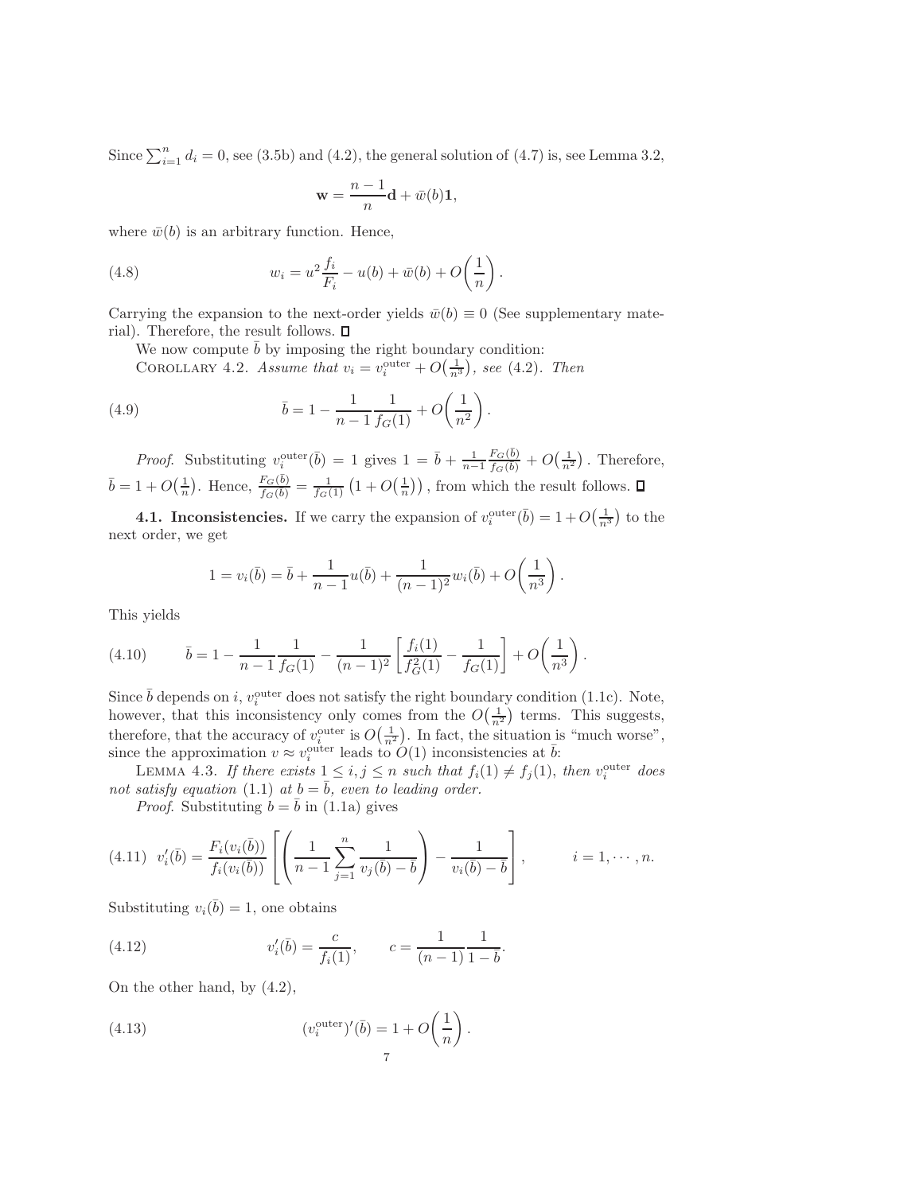Since $\sum_{i=1}^{n} d_i = 0$, see (3.5b) and (4.2), the general solution of (4.7) is, see Lemma 3.2,

$$\mathbf{w} = \frac{n-1}{n}\mathbf{d} + \bar{w}(b)\mathbf{1},$$

where $\bar{w}(b)$ is an arbitrary function. Hence,

$$w_i = u^2 \frac{f_i}{F_i} - u(b) + \bar{w}(b) + O\!\left(\frac{1}{n}\right). \tag{4.8}$$

Carrying the expansion to the next-order yields $\bar{w}(b) \equiv 0$ (See supplementary material). Therefore, the result follows. $\square$

We now compute $\bar{b}$ by imposing the right boundary condition:

COROLLARY 4.2. *Assume that $v_i = v_i^{\text{outer}} + O\big(\frac{1}{n^3}\big)$, see (4.2). Then*

$$\bar{b} = 1 - \frac{1}{n-1}\frac{1}{f_G(1)} + O\!\left(\frac{1}{n^2}\right). \tag{4.9}$$

*Proof.* Substituting $v_i^{\text{outer}}(\bar{b}) = 1$ gives $1 = \bar{b} + \frac{1}{n-1}\frac{F_G(\bar{b})}{f_G(\bar{b})} + O\big(\frac{1}{n^2}\big)$. Therefore, $\bar{b} = 1 + O\big(\frac{1}{n}\big)$. Hence, $\frac{F_G(\bar{b})}{f_G(\bar{b})} = \frac{1}{f_G(1)}\left(1 + O\big(\frac{1}{n}\big)\right)$, from which the result follows. $\square$

**4.1. Inconsistencies.** If we carry the expansion of $v_i^{\text{outer}}(\bar{b}) = 1 + O\big(\frac{1}{n^3}\big)$ to the next order, we get

$$1 = v_i(\bar{b}) = \bar{b} + \frac{1}{n-1}u(\bar{b}) + \frac{1}{(n-1)^2}w_i(\bar{b}) + O\!\left(\frac{1}{n^3}\right).$$

This yields

$$\bar{b} = 1 - \frac{1}{n-1}\frac{1}{f_G(1)} - \frac{1}{(n-1)^2}\left[\frac{f_i(1)}{f_G^2(1)} - \frac{1}{f_G(1)}\right] + O\!\left(\frac{1}{n^3}\right). \tag{4.10}$$

Since $\bar{b}$ depends on $i$, $v_i^{\text{outer}}$ does not satisfy the right boundary condition (1.1c). Note, however, that this inconsistency only comes from the $O\big(\frac{1}{n^2}\big)$ terms. This suggests, therefore, that the accuracy of $v_i^{\text{outer}}$ is $O\big(\frac{1}{n^2}\big)$. In fact, the situation is "much worse", since the approximation $v \approx v_i^{\text{outer}}$ leads to $O(1)$ inconsistencies at $\bar{b}$:

LEMMA 4.3. *If there exists $1 \le i,j \le n$ such that $f_i(1) \ne f_j(1)$, then $v_i^{\text{outer}}$ does not satisfy equation (1.1) at $b = \bar{b}$, even to leading order.*

*Proof.* Substituting $b = \bar{b}$ in (1.1a) gives

$$v_i'(\bar{b}) = \frac{F_i(v_i(\bar{b}))}{f_i(v_i(\bar{b}))}\left[\left(\frac{1}{n-1}\sum_{j=1}^{n}\frac{1}{v_j(\bar{b}) - \bar{b}}\right) - \frac{1}{v_i(\bar{b}) - \bar{b}}\right], \qquad i = 1, \cdots, n. \tag{4.11}$$

Substituting $v_i(\bar{b}) = 1$, one obtains

$$v_i'(\bar{b}) = \frac{c}{f_i(1)}, \qquad c = \frac{1}{(n-1)}\frac{1}{1-\bar{b}}. \tag{4.12}$$

On the other hand, by (4.2),

$$(v_i^{\text{outer}})'(\bar{b}) = 1 + O\!\left(\frac{1}{n}\right). \tag{4.13}$$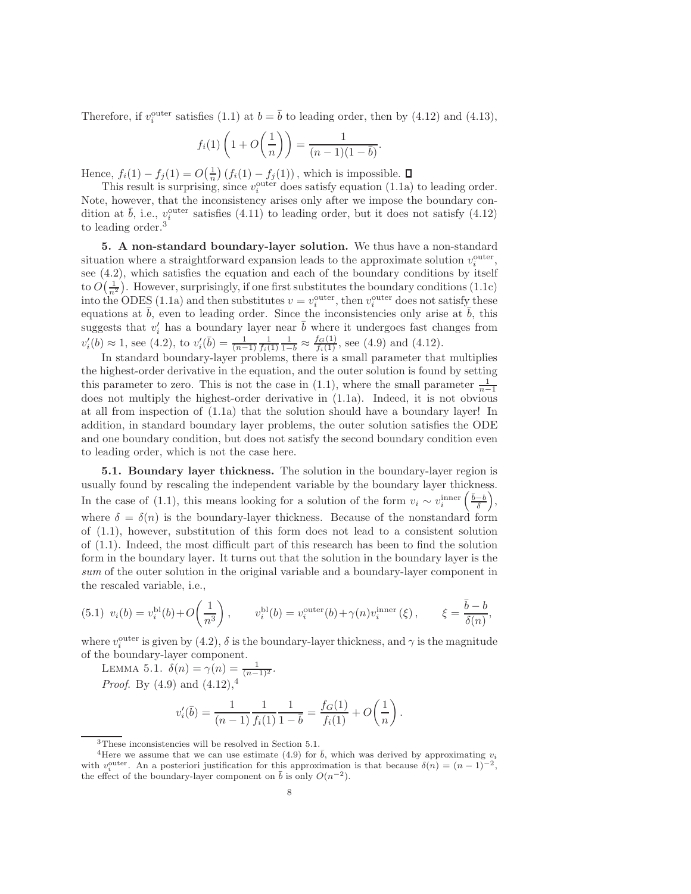Therefore, if $v_i^{\rm outer}$ satisfies (1.1) at $b = \bar{b}$ to leading order, then by (4.12) and (4.13),

$$f_i(1)\left(1 + O\left(\frac{1}{n}\right)\right) = \frac{1}{(n-1)(1-\bar{b})}.$$

Hence, $f_i(1) - f_j(1) = O\left(\frac{1}{n}\right)(f_i(1) - f_j(1))$, which is impossible. $\square$

This result is surprising, since $v_i^{\rm outer}$ does satisfy equation (1.1a) to leading order. Note, however, that the inconsistency arises only after we impose the boundary condition at $\bar{b}$, i.e., $v_i^{\rm outer}$ satisfies (4.11) to leading order, but it does not satisfy (4.12) to leading order.[3]

**5. A non-standard boundary-layer solution.** We thus have a non-standard situation where a straightforward expansion leads to the approximate solution $v_i^{\rm outer}$, see (4.2), which satisfies the equation and each of the boundary conditions by itself to $O\left(\frac{1}{n^2}\right)$. However, surprisingly, if one first substitutes the boundary conditions (1.1c) into the ODES (1.1a) and then substitutes $v = v_i^{\rm outer}$, then $v_i^{\rm outer}$ does not satisfy these equations at $\bar{b}$, even to leading order. Since the inconsistencies only arise at $\bar{b}$, this suggests that $v_i'$ has a boundary layer near $\bar{b}$ where it undergoes fast changes from $v_i'(b) \approx 1$, see (4.2), to $v_i'(\bar{b}) = \frac{1}{(n-1)}\frac{1}{f_i(1)}\frac{1}{1-b} \approx \frac{f_G(1)}{f_i(1)}$, see (4.9) and (4.12).

In standard boundary-layer problems, there is a small parameter that multiplies the highest-order derivative in the equation, and the outer solution is found by setting this parameter to zero. This is not the case in (1.1), where the small parameter $\frac{1}{n-1}$ does not multiply the highest-order derivative in (1.1a). Indeed, it is not obvious at all from inspection of (1.1a) that the solution should have a boundary layer! In addition, in standard boundary layer problems, the outer solution satisfies the ODE and one boundary condition, but does not satisfy the second boundary condition even to leading order, which is not the case here.

**5.1. Boundary layer thickness.** The solution in the boundary-layer region is usually found by rescaling the independent variable by the boundary layer thickness. In the case of (1.1), this means looking for a solution of the form $v_i \sim v_i^{\rm inner}\left(\frac{\bar{b}-b}{\delta}\right)$, where $\delta = \delta(n)$ is the boundary-layer thickness. Because of the nonstandard form of (1.1), however, substitution of this form does not lead to a consistent solution of (1.1). Indeed, the most difficult part of this research has been to find the solution form in the boundary layer. It turns out that the solution in the boundary layer is the *sum* of the outer solution in the original variable and a boundary-layer component in the rescaled variable, i.e.,

$$(5.1)\quad v_i(b) = v_i^{\rm bl}(b) + O\left(\frac{1}{n^3}\right), \qquad v_i^{\rm bl}(b) = v_i^{\rm outer}(b) + \gamma(n) v_i^{\rm inner}(\xi), \qquad \xi = \frac{\bar{b}-b}{\delta(n)},$$

where $v_i^{\rm outer}$ is given by (4.2), $\delta$ is the boundary-layer thickness, and $\gamma$ is the magnitude of the boundary-layer component.

LEMMA 5.1. $\delta(n) = \gamma(n) = \frac{1}{(n-1)^2}$.

*Proof.* By (4.9) and (4.12),[4]

$$v_i'(\bar{b}) = \frac{1}{(n-1)}\frac{1}{f_i(1)}\frac{1}{1-\bar{b}} = \frac{f_G(1)}{f_i(1)} + O\left(\frac{1}{n}\right).$$

---

[3]These inconsistencies will be resolved in Section 5.1.

[4]Here we assume that we can use estimate (4.9) for $\bar{b}$, which was derived by approximating $v_i$ with $v_i^{\rm outer}$. An a posteriori justification for this approximation is that because $\delta(n) = (n-1)^{-2}$, the effect of the boundary-layer component on $\bar{b}$ is only $O(n^{-2})$.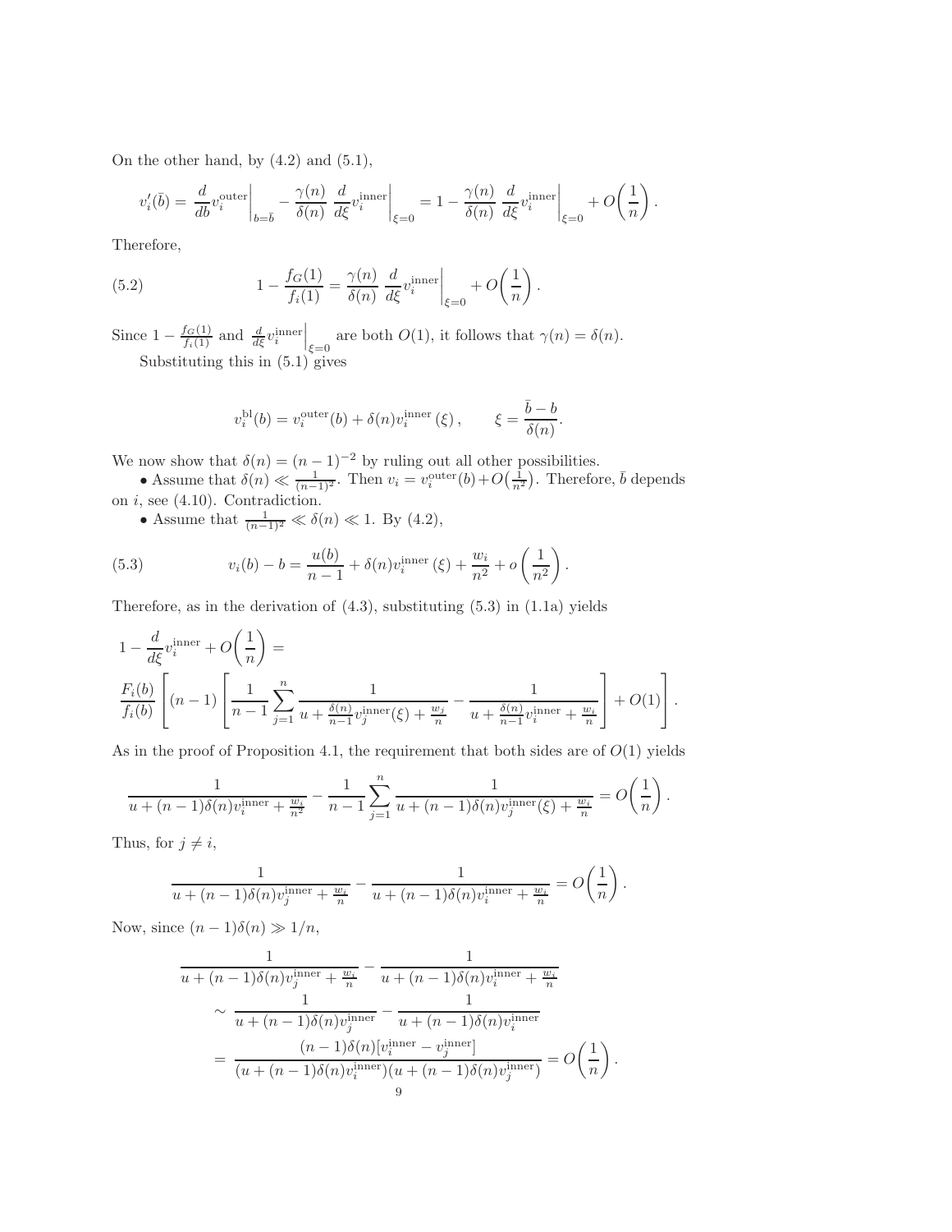On the other hand, by (4.2) and (5.1),

$$v_i'(\bar{b}) = \left.\frac{d}{db} v_i^{\text{outer}}\right|_{b=\bar{b}} - \frac{\gamma(n)}{\delta(n)} \left.\frac{d}{d\xi} v_i^{\text{inner}}\right|_{\xi=0} = 1 - \frac{\gamma(n)}{\delta(n)} \left.\frac{d}{d\xi} v_i^{\text{inner}}\right|_{\xi=0} + O\!\left(\frac{1}{n}\right).$$

Therefore,

$$1 - \frac{f_G(1)}{f_i(1)} = \frac{\gamma(n)}{\delta(n)} \left.\frac{d}{d\xi} v_i^{\text{inner}}\right|_{\xi=0} + O\!\left(\frac{1}{n}\right). \tag{5.2}$$

Since $1 - \frac{f_G(1)}{f_i(1)}$ and $\left.\frac{d}{d\xi} v_i^{\text{inner}}\right|_{\xi=0}$ are both $O(1)$, it follows that $\gamma(n) = \delta(n)$.

Substituting this in (5.1) gives

$$v_i^{\text{bl}}(b) = v_i^{\text{outer}}(b) + \delta(n) v_i^{\text{inner}}(\xi), \qquad \xi = \frac{\bar{b} - b}{\delta(n)}.$$

We now show that $\delta(n) = (n-1)^{-2}$ by ruling out all other possibilities.

• Assume that $\delta(n) \ll \frac{1}{(n-1)^2}$. Then $v_i = v_i^{\text{outer}}(b) + O\!\left(\frac{1}{n^2}\right)$. Therefore, $\bar{b}$ depends on $i$, see (4.10). Contradiction.

• Assume that $\frac{1}{(n-1)^2} \ll \delta(n) \ll 1$. By (4.2),

$$v_i(b) - b = \frac{u(b)}{n-1} + \delta(n) v_i^{\text{inner}}(\xi) + \frac{w_i}{n^2} + o\left(\frac{1}{n^2}\right). \tag{5.3}$$

Therefore, as in the derivation of (4.3), substituting (5.3) in (1.1a) yields

$$1 - \frac{d}{d\xi} v_i^{\text{inner}} + O\!\left(\frac{1}{n}\right) =$$
$$\frac{F_i(b)}{f_i(b)} \left[ (n-1) \left[ \frac{1}{n-1} \sum_{j=1}^{n} \frac{1}{u + \frac{\delta(n)}{n-1} v_j^{\text{inner}}(\xi) + \frac{w_j}{n}} - \frac{1}{u + \frac{\delta(n)}{n-1} v_i^{\text{inner}} + \frac{w_i}{n}} \right] + O(1) \right].$$

As in the proof of Proposition 4.1, the requirement that both sides are of $O(1)$ yields

$$\frac{1}{u + (n-1)\delta(n) v_i^{\text{inner}} + \frac{w_i}{n^2}} - \frac{1}{n-1} \sum_{j=1}^{n} \frac{1}{u + (n-1)\delta(n) v_j^{\text{inner}}(\xi) + \frac{w_i}{n}} = O\!\left(\frac{1}{n}\right).$$

Thus, for $j \neq i$,

$$\frac{1}{u + (n-1)\delta(n) v_j^{\text{inner}} + \frac{w_i}{n}} - \frac{1}{u + (n-1)\delta(n) v_i^{\text{inner}} + \frac{w_i}{n}} = O\!\left(\frac{1}{n}\right).$$

Now, since $(n-1)\delta(n) \gg 1/n$,

$$\begin{aligned}
&\frac{1}{u + (n-1)\delta(n) v_j^{\text{inner}} + \frac{w_i}{n}} - \frac{1}{u + (n-1)\delta(n) v_i^{\text{inner}} + \frac{w_i}{n}} \\
&\quad \sim \frac{1}{u + (n-1)\delta(n) v_j^{\text{inner}}} - \frac{1}{u + (n-1)\delta(n) v_i^{\text{inner}}} \\
&\quad = \frac{(n-1)\delta(n)[v_i^{\text{inner}} - v_j^{\text{inner}}]}{(u + (n-1)\delta(n) v_i^{\text{inner}})(u + (n-1)\delta(n) v_j^{\text{inner}})} = O\!\left(\frac{1}{n}\right).
\end{aligned}$$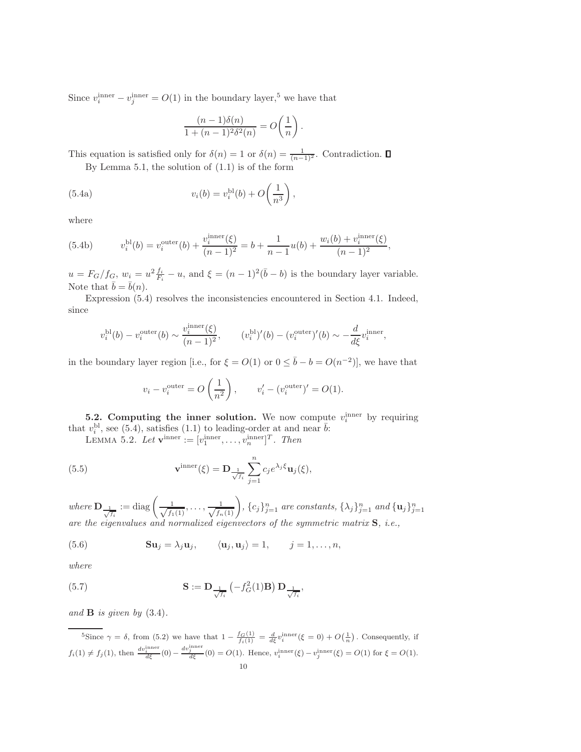Since $v_i^{\rm inner} - v_j^{\rm inner} = O(1)$ in the boundary layer,[5] we have that

$$\frac{(n-1)\delta(n)}{1+(n-1)^2\delta^2(n)} = O\left(\frac{1}{n}\right).$$

This equation is satisfied only for $\delta(n) = 1$ or $\delta(n) = \frac{1}{(n-1)^2}$. Contradiction. $\square$

By Lemma 5.1, the solution of (1.1) is of the form

$$v_i(b) = v_i^{\rm bl}(b) + O\left(\frac{1}{n^3}\right), \tag{5.4a}$$

where

$$v_i^{\rm bl}(b) = v_i^{\rm outer}(b) + \frac{v_i^{\rm inner}(\xi)}{(n-1)^2} = b + \frac{1}{n-1}u(b) + \frac{w_i(b) + v_i^{\rm inner}(\xi)}{(n-1)^2}, \tag{5.4b}$$

$u = F_G/f_G$, $w_i = u^2 \frac{f_i}{F_i} - u$, and $\xi = (n-1)^2(\bar{b} - b)$ is the boundary layer variable. Note that $\bar{b} = \bar{b}(n)$.

Expression (5.4) resolves the inconsistencies encountered in Section 4.1. Indeed, since

$$v_i^{\rm bl}(b) - v_i^{\rm outer}(b) \sim \frac{v_i^{\rm inner}(\xi)}{(n-1)^2}, \qquad (v_i^{\rm bl})'(b) - (v_i^{\rm outer})'(b) \sim -\frac{d}{d\xi}v_i^{\rm inner},$$

in the boundary layer region [i.e., for $\xi = O(1)$ or $0 \le \bar{b} - b = O(n^{-2})$], we have that

$$v_i - v_i^{\rm outer} = O\left(\frac{1}{n^2}\right), \qquad v_i' - (v_i^{\rm outer})' = O(1).$$

**5.2. Computing the inner solution.** We now compute $v_i^{\rm inner}$ by requiring that $v_i^{\rm bl}$, see (5.4), satisfies (1.1) to leading-order at and near $\bar{b}$:

LEMMA 5.2. *Let* $\mathbf{v}^{\rm inner} := [v_1^{\rm inner}, \dots, v_n^{\rm inner}]^T$. *Then*

$$\mathbf{v}^{\rm inner}(\xi) = \mathbf{D}_{\frac{1}{\sqrt{f_i}}} \sum_{j=1}^{n} c_j e^{\lambda_j \xi} \mathbf{u}_j(\xi), \tag{5.5}$$

*where* $\mathbf{D}_{\frac{1}{\sqrt{f_i}}} := {\rm diag}\left(\frac{1}{\sqrt{f_1(1)}}, \dots, \frac{1}{\sqrt{f_n(1)}}\right)$, $\{c_j\}_{j=1}^n$ *are constants,* $\{\lambda_j\}_{j=1}^n$ *and* $\{\mathbf{u}_j\}_{j=1}^n$ *are the eigenvalues and normalized eigenvectors of the symmetric matrix* $\mathbf{S}$*, i.e.,*

$$\mathbf{S}\mathbf{u}_j = \lambda_j \mathbf{u}_j, \qquad \langle \mathbf{u}_j, \mathbf{u}_j \rangle = 1, \qquad j = 1, \dots, n, \tag{5.6}$$

*where*

$$\mathbf{S} := \mathbf{D}_{\frac{1}{\sqrt{f_i}}} \left(-f_G^2(1)\mathbf{B}\right) \mathbf{D}_{\frac{1}{\sqrt{f_i}}}, \tag{5.7}$$

*and* $\mathbf{B}$ *is given by* (3.4).

[5] Since $\gamma = \delta$, from (5.2) we have that $1 - \frac{f_G(1)}{f_i(1)} = \frac{d}{d\xi}v_i^{\rm inner}(\xi = 0) + O\left(\frac{1}{n}\right)$. Consequently, if $f_i(1) \ne f_j(1)$, then $\frac{dv_i^{\rm inner}}{d\xi}(0) - \frac{dv_j^{\rm inner}}{d\xi}(0) = O(1)$. Hence, $v_i^{\rm inner}(\xi) - v_j^{\rm inner}(\xi) = O(1)$ for $\xi = O(1)$.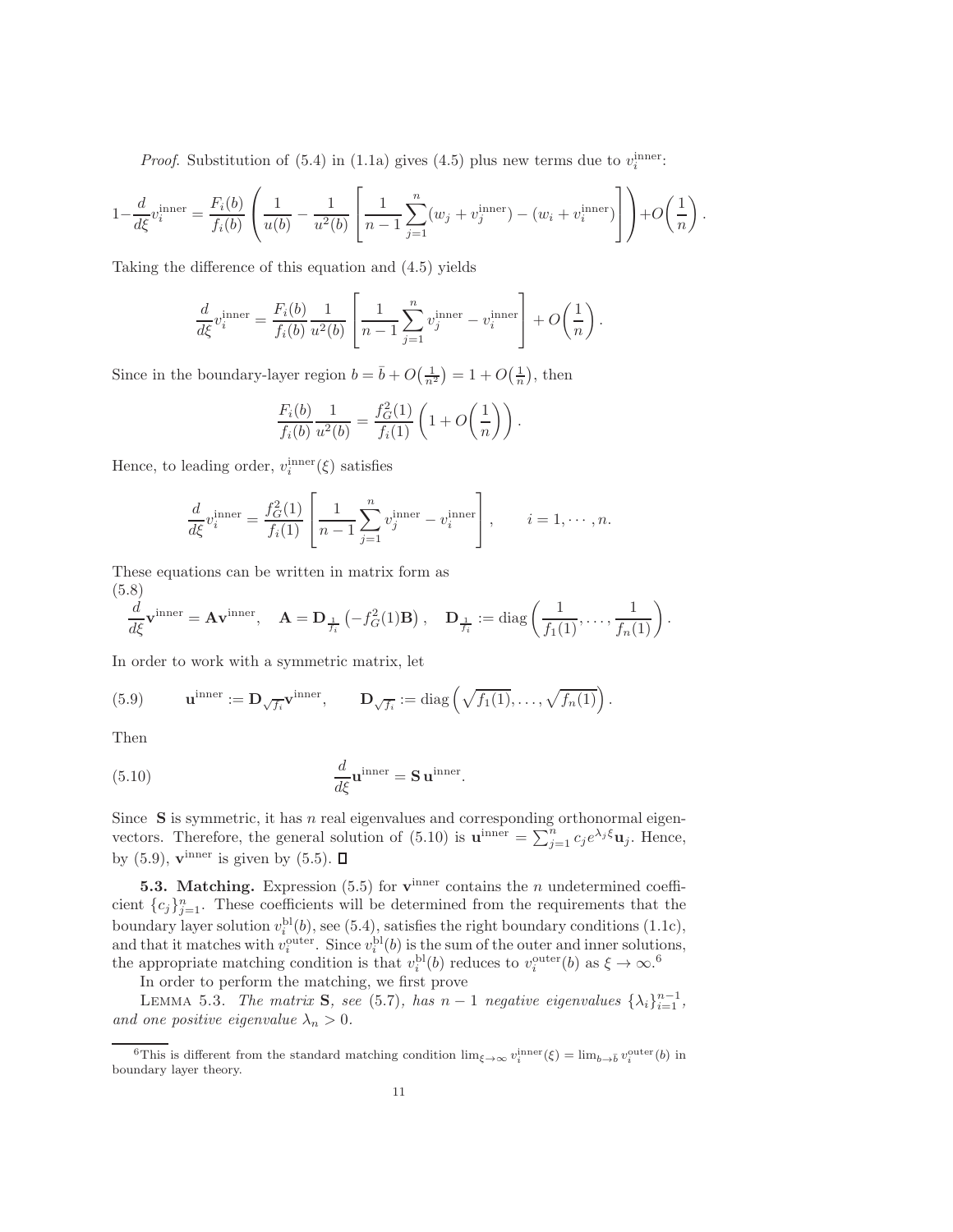*Proof*. Substitution of (5.4) in (1.1a) gives (4.5) plus new terms due to $v_i^{\rm inner}$:

$$1-\frac{d}{d\xi}v_i^{\rm inner} = \frac{F_i(b)}{f_i(b)}\left(\frac{1}{u(b)} - \frac{1}{u^2(b)}\left[\frac{1}{n-1}\sum_{j=1}^n (w_j + v_j^{\rm inner}) - (w_i + v_i^{\rm inner})\right]\right) + O\!\left(\frac{1}{n}\right).$$

Taking the difference of this equation and (4.5) yields

$$\frac{d}{d\xi}v_i^{\rm inner} = \frac{F_i(b)}{f_i(b)}\frac{1}{u^2(b)}\left[\frac{1}{n-1}\sum_{j=1}^n v_j^{\rm inner} - v_i^{\rm inner}\right] + O\!\left(\frac{1}{n}\right).$$

Since in the boundary-layer region $b = \bar{b} + O\big(\frac{1}{n^2}\big) = 1 + O\big(\frac{1}{n}\big)$, then

$$\frac{F_i(b)}{f_i(b)}\frac{1}{u^2(b)} = \frac{f_G^2(1)}{f_i(1)}\left(1 + O\!\left(\frac{1}{n}\right)\right).$$

Hence, to leading order, $v_i^{\rm inner}(\xi)$ satisfies

$$\frac{d}{d\xi}v_i^{\rm inner} = \frac{f_G^2(1)}{f_i(1)}\left[\frac{1}{n-1}\sum_{j=1}^n v_j^{\rm inner} - v_i^{\rm inner}\right], \qquad i = 1, \cdots, n.$$

These equations can be written in matrix form as

$$\frac{d}{d\xi}\mathbf{v}^{\rm inner} = \mathbf{A}\mathbf{v}^{\rm inner}, \quad \mathbf{A} = \mathbf{D}_{\frac{1}{f_i}}\left(-f_G^2(1)\mathbf{B}\right), \quad \mathbf{D}_{\frac{1}{f_i}} := \operatorname{diag}\left(\frac{1}{f_1(1)}, \dots, \frac{1}{f_n(1)}\right). \tag{5.8}$$

In order to work with a symmetric matrix, let

$$\mathbf{u}^{\rm inner} := \mathbf{D}_{\sqrt{f_i}}\mathbf{v}^{\rm inner}, \qquad \mathbf{D}_{\sqrt{f_i}} := \operatorname{diag}\left(\sqrt{f_1(1)}, \dots, \sqrt{f_n(1)}\right). \tag{5.9}$$

Then

$$\frac{d}{d\xi}\mathbf{u}^{\rm inner} = \mathbf{S}\,\mathbf{u}^{\rm inner}. \tag{5.10}$$

Since $\mathbf{S}$ is symmetric, it has $n$ real eigenvalues and corresponding orthonormal eigenvectors. Therefore, the general solution of (5.10) is $\mathbf{u}^{\rm inner} = \sum_{j=1}^n c_j e^{\lambda_j \xi}\mathbf{u}_j$. Hence, by (5.9), $\mathbf{v}^{\rm inner}$ is given by (5.5). ∎

**5.3. Matching.** Expression (5.5) for $\mathbf{v}^{\rm inner}$ contains the $n$ undetermined coefficient $\{c_j\}_{j=1}^n$. These coefficients will be determined from the requirements that the boundary layer solution $v_i^{\rm bl}(b)$, see (5.4), satisfies the right boundary conditions (1.1c), and that it matches with $v_i^{\rm outer}$. Since $v_i^{\rm bl}(b)$ is the sum of the outer and inner solutions, the appropriate matching condition is that $v_i^{\rm bl}(b)$ reduces to $v_i^{\rm outer}(b)$ as $\xi \to \infty$.[6]

In order to perform the matching, we first prove

LEMMA 5.3. *The matrix* $\mathbf{S}$*, see* (5.7)*, has* $n-1$ *negative eigenvalues* $\{\lambda_i\}_{i=1}^{n-1}$*, and one positive eigenvalue* $\lambda_n > 0$*.*

[6] This is different from the standard matching condition $\lim_{\xi\to\infty} v_i^{\rm inner}(\xi) = \lim_{b\to\bar{b}} v_i^{\rm outer}(b)$ in boundary layer theory.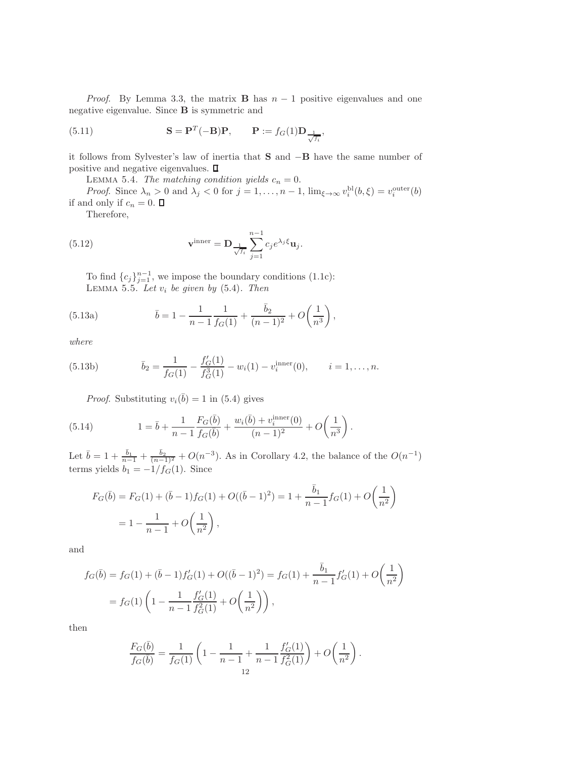*Proof*. By Lemma 3.3, the matrix $\mathbf{B}$ has $n-1$ positive eigenvalues and one negative eigenvalue. Since $\mathbf{B}$ is symmetric and

$$\mathbf{S} = \mathbf{P}^T(-\mathbf{B})\mathbf{P}, \qquad \mathbf{P} := f_G(1)\mathbf{D}_{\frac{1}{\sqrt{f_i}}}, \tag{5.11}$$

it follows from Sylvester's law of inertia that $\mathbf{S}$ and $-\mathbf{B}$ have the same number of positive and negative eigenvalues. ∎

LEMMA 5.4. *The matching condition yields $c_n = 0$.*

*Proof*. Since $\lambda_n > 0$ and $\lambda_j < 0$ for $j = 1, \dots, n-1$, $\lim_{\xi\to\infty} v_i^{\mathrm{bl}}(b, \xi) = v_i^{\mathrm{outer}}(b)$ if and only if $c_n = 0$. ∎

Therefore,

$$\mathbf{v}^{\mathrm{inner}} = \mathbf{D}_{\frac{1}{\sqrt{f_i}}} \sum_{j=1}^{n-1} c_j e^{\lambda_j \xi} \mathbf{u}_j. \tag{5.12}$$

To find $\{c_j\}_{j=1}^{n-1}$, we impose the boundary conditions (1.1c):

LEMMA 5.5. *Let $v_i$ be given by (5.4). Then*

$$\bar{b} = 1 - \frac{1}{n-1}\frac{1}{f_G(1)} + \frac{\bar{b}_2}{(n-1)^2} + O\left(\frac{1}{n^3}\right), \tag{5.13a}$$

*where*

$$\bar{b}_2 = \frac{1}{f_G(1)} - \frac{f_G'(1)}{f_G^3(1)} - w_i(1) - v_i^{\mathrm{inner}}(0), \qquad i = 1, \dots, n. \tag{5.13b}$$

*Proof*. Substituting $v_i(\bar{b}) = 1$ in (5.4) gives

$$1 = \bar{b} + \frac{1}{n-1}\frac{F_G(\bar{b})}{f_G(\bar{b})} + \frac{w_i(\bar{b}) + v_i^{\mathrm{inner}}(0)}{(n-1)^2} + O\left(\frac{1}{n^3}\right). \tag{5.14}$$

Let $\bar{b} = 1 + \frac{\bar{b}_1}{n-1} + \frac{\bar{b}_2}{(n-1)^2} + O(n^{-3})$. As in Corollary 4.2, the balance of the $O(n^{-1})$ terms yields $b_1 = -1/f_G(1)$. Since

$$\begin{aligned} F_G(\bar{b}) &= F_G(1) + (\bar{b}-1)f_G(1) + O((\bar{b}-1)^2) = 1 + \frac{\bar{b}_1}{n-1} f_G(1) + O\left(\frac{1}{n^2}\right) \\ &= 1 - \frac{1}{n-1} + O\left(\frac{1}{n^2}\right), \end{aligned}$$

and

$$\begin{aligned} f_G(\bar{b}) &= f_G(1) + (\bar{b}-1)f_G'(1) + O((\bar{b}-1)^2) = f_G(1) + \frac{\bar{b}_1}{n-1} f_G'(1) + O\left(\frac{1}{n^2}\right) \\ &= f_G(1)\left(1 - \frac{1}{n-1}\frac{f_G'(1)}{f_G^2(1)} + O\left(\frac{1}{n^2}\right)\right), \end{aligned}$$

then

$$\frac{F_G(\bar{b})}{f_G(\bar{b})} = \frac{1}{f_G(1)}\left(1 - \frac{1}{n-1} + \frac{1}{n-1}\frac{f_G'(1)}{f_G^2(1)}\right) + O\left(\frac{1}{n^2}\right).$$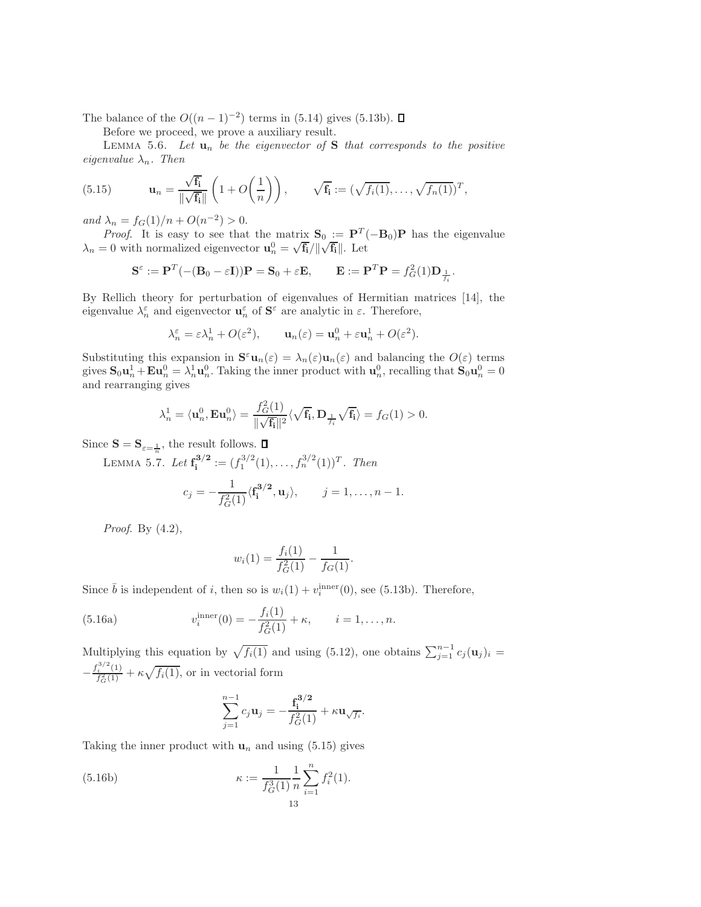The balance of the $O((n-1)^{-2})$ terms in (5.14) gives (5.13b). ∎

Before we proceed, we prove a auxiliary result.

LEMMA 5.6. *Let $\mathbf{u}_n$ be the eigenvector of $\mathbf{S}$ that corresponds to the positive eigenvalue $\lambda_n$. Then*

$$\mathbf{u}_n = \frac{\sqrt{\mathbf{f_i}}}{\|\sqrt{\mathbf{f_i}}\|}\left(1 + O\left(\frac{1}{n}\right)\right), \qquad \sqrt{\mathbf{f_i}} := (\sqrt{f_i(1)}, \ldots, \sqrt{f_n(1)})^T, \tag{5.15}$$

*and $\lambda_n = f_G(1)/n + O(n^{-2}) > 0$.*

*Proof.* It is easy to see that the matrix $\mathbf{S}_0 := \mathbf{P}^T(-\mathbf{B}_0)\mathbf{P}$ has the eigenvalue $\lambda_n = 0$ with normalized eigenvector $\mathbf{u}_n^0 = \sqrt{\mathbf{f_i}}/\|\sqrt{\mathbf{f_i}}\|$. Let

$$\mathbf{S}^\varepsilon := \mathbf{P}^T(-(\mathbf{B}_0 - \varepsilon\mathbf{I}))\mathbf{P} = \mathbf{S}_0 + \varepsilon\mathbf{E}, \qquad \mathbf{E} := \mathbf{P}^T\mathbf{P} = f_G^2(1)\mathbf{D}_{\frac{1}{f_i}}.$$

By Rellich theory for perturbation of eigenvalues of Hermitian matrices [14], the eigenvalue $\lambda_n^\varepsilon$ and eigenvector $\mathbf{u}_n^\varepsilon$ of $\mathbf{S}^\varepsilon$ are analytic in $\varepsilon$. Therefore,

$$\lambda_n^\varepsilon = \varepsilon\lambda_n^1 + O(\varepsilon^2), \qquad \mathbf{u}_n(\varepsilon) = \mathbf{u}_n^0 + \varepsilon\mathbf{u}_n^1 + O(\varepsilon^2).$$

Substituting this expansion in $\mathbf{S}^\varepsilon\mathbf{u}_n(\varepsilon) = \lambda_n(\varepsilon)\mathbf{u}_n(\varepsilon)$ and balancing the $O(\varepsilon)$ terms gives $\mathbf{S}_0\mathbf{u}_n^1 + \mathbf{E}\mathbf{u}_n^0 = \lambda_n^1\mathbf{u}_n^0$. Taking the inner product with $\mathbf{u}_n^0$, recalling that $\mathbf{S}_0\mathbf{u}_n^0 = 0$ and rearranging gives

$$\lambda_n^1 = \langle \mathbf{u}_n^0, \mathbf{E}\mathbf{u}_n^0\rangle = \frac{f_G^2(1)}{\|\sqrt{\mathbf{f_i}}\|^2}\langle\sqrt{\mathbf{f_i}}, \mathbf{D}_{\frac{1}{f_i}}\sqrt{\mathbf{f_i}}\rangle = f_G(1) > 0.$$

Since $\mathbf{S} = \mathbf{S}_{\varepsilon=\frac{1}{n}}$, the result follows. ∎

LEMMA 5.7. *Let $\mathbf{f_i^{3/2}} := (f_1^{3/2}(1), \ldots, f_n^{3/2}(1))^T$. Then*

$$c_j = -\frac{1}{f_G^2(1)}\langle\mathbf{f_i^{3/2}}, \mathbf{u}_j\rangle, \qquad j = 1, \ldots, n-1.$$

*Proof.* By (4.2),

$$w_i(1) = \frac{f_i(1)}{f_G^2(1)} - \frac{1}{f_G(1)}.$$

Since $\bar{b}$ is independent of $i$, then so is $w_i(1) + v_i^{\text{inner}}(0)$, see (5.13b). Therefore,

$$v_i^{\text{inner}}(0) = -\frac{f_i(1)}{f_G^2(1)} + \kappa, \qquad i = 1, \ldots, n. \tag{5.16a}$$

Multiplying this equation by $\sqrt{f_i(1)}$ and using (5.12), one obtains $\sum_{j=1}^{n-1} c_j(\mathbf{u}_j)_i = -\frac{f_i^{3/2}(1)}{f_G^2(1)} + \kappa\sqrt{f_i(1)}$, or in vectorial form

$$\sum_{j=1}^{n-1} c_j\mathbf{u}_j = -\frac{\mathbf{f_i^{3/2}}}{f_G^2(1)} + \kappa\mathbf{u}_{\sqrt{f_i}}.$$

Taking the inner product with $\mathbf{u}_n$ and using (5.15) gives

$$\kappa := \frac{1}{f_G^3(1)}\frac{1}{n}\sum_{i=1}^n f_i^2(1). \tag{5.16b}$$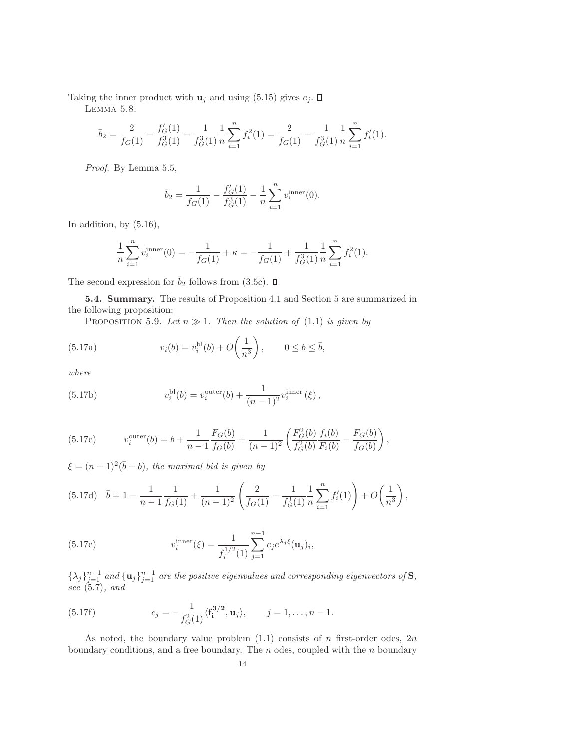Taking the inner product with $\mathbf{u}_j$ and using (5.15) gives $c_j$. ☐

LEMMA 5.8.

$$\bar{b}_2 = \frac{2}{f_G(1)} - \frac{f_G'(1)}{f_G^3(1)} - \frac{1}{f_G^3(1)}\frac{1}{n}\sum_{i=1}^n f_i^2(1) = \frac{2}{f_G(1)} - \frac{1}{f_G^3(1)}\frac{1}{n}\sum_{i=1}^n f_i'(1).$$

*Proof.* By Lemma 5.5,

$$\bar{b}_2 = \frac{1}{f_G(1)} - \frac{f_G'(1)}{f_G^3(1)} - \frac{1}{n}\sum_{i=1}^n v_i^{\text{inner}}(0).$$

In addition, by (5.16),

$$\frac{1}{n}\sum_{i=1}^n v_i^{\text{inner}}(0) = -\frac{1}{f_G(1)} + \kappa = -\frac{1}{f_G(1)} + \frac{1}{f_G^3(1)}\frac{1}{n}\sum_{i=1}^n f_i^2(1).$$

The second expression for $\bar{b}_2$ follows from (3.5c). ☐

**5.4. Summary.** The results of Proposition 4.1 and Section 5 are summarized in the following proposition:

PROPOSITION 5.9. *Let $n \gg 1$. Then the solution of (1.1) is given by*

$$v_i(b) = v_i^{\text{bl}}(b) + O\left(\frac{1}{n^3}\right), \qquad 0 \le b \le \bar{b}, \tag{5.17a}$$

*where*

$$v_i^{\text{bl}}(b) = v_i^{\text{outer}}(b) + \frac{1}{(n-1)^2}v_i^{\text{inner}}(\xi), \tag{5.17b}$$

$$v_i^{\text{outer}}(b) = b + \frac{1}{n-1}\frac{F_G(b)}{f_G(b)} + \frac{1}{(n-1)^2}\left(\frac{F_G^2(b)}{f_G^2(b)}\frac{f_i(b)}{F_i(b)} - \frac{F_G(b)}{f_G(b)}\right), \tag{5.17c}$$

*$\xi = (n-1)^2(\bar{b} - b)$, the maximal bid is given by*

$$\bar{b} = 1 - \frac{1}{n-1}\frac{1}{f_G(1)} + \frac{1}{(n-1)^2}\left(\frac{2}{f_G(1)} - \frac{1}{f_G^3(1)}\frac{1}{n}\sum_{i=1}^n f_i'(1)\right) + O\left(\frac{1}{n^3}\right), \tag{5.17d}$$

$$v_i^{\text{inner}}(\xi) = \frac{1}{f_i^{1/2}(1)}\sum_{j=1}^{n-1} c_j e^{\lambda_j \xi}(\mathbf{u}_j)_i, \tag{5.17e}$$

*$\{\lambda_j\}_{j=1}^{n-1}$ and $\{\mathbf{u}_j\}_{j=1}^{n-1}$ are the positive eigenvalues and corresponding eigenvectors of $\mathbf{S}$, see (5.7), and*

$$c_j = -\frac{1}{f_G^2(1)}\langle \mathbf{f_i^{3/2}}, \mathbf{u}_j\rangle, \qquad j = 1, \ldots, n-1. \tag{5.17f}$$

As noted, the boundary value problem (1.1) consists of $n$ first-order odes, $2n$ boundary conditions, and a free boundary. The $n$ odes, coupled with the $n$ boundary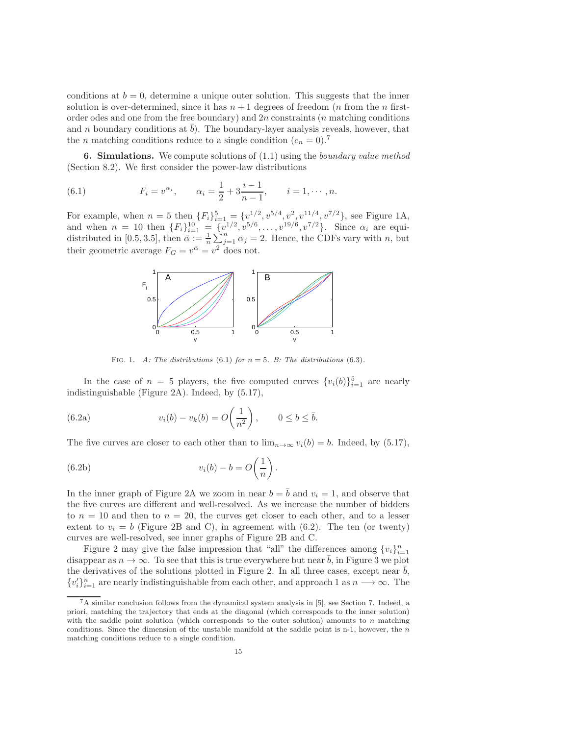conditions at $b = 0$, determine a unique outer solution. This suggests that the inner solution is over-determined, since it has $n+1$ degrees of freedom ($n$ from the $n$ first-order odes and one from the free boundary) and $2n$ constraints ($n$ matching conditions and $n$ boundary conditions at $\bar{b}$). The boundary-layer analysis reveals, however, that the $n$ matching conditions reduce to a single condition ($c_n = 0$).[7]

**6. Simulations.** We compute solutions of (1.1) using the *boundary value method* (Section 8.2). We first consider the power-law distributions

$$F_i = v^{\alpha_i}, \qquad \alpha_i = \frac{1}{2} + 3\frac{i-1}{n-1}, \qquad i = 1, \cdots, n. \tag{6.1}$$

For example, when $n = 5$ then $\{F_i\}_{i=1}^5 = \{v^{1/2}, v^{5/4}, v^2, v^{11/4}, v^{7/2}\}$, see Figure 1A, and when $n = 10$ then $\{F_i\}_{i=1}^{10} = \{v^{1/2}, v^{5/6}, \ldots, v^{19/6}, v^{7/2}\}$. Since $\alpha_i$ are equi-distributed in $[0.5, 3.5]$, then $\bar{\alpha} := \frac{1}{n}\sum_{j=1}^n \alpha_j = 2$. Hence, the CDFs vary with $n$, but their geometric average $F_G = v^{\bar{\alpha}} = v^2$ does not.

Fig. 1. *A: The distributions* (6.1) *for* $n = 5$. *B: The distributions* (6.3).

In the case of $n = 5$ players, the five computed curves $\{v_i(b)\}_{i=1}^5$ are nearly indistinguishable (Figure 2A). Indeed, by (5.17),

$$v_i(b) - v_k(b) = O\left(\frac{1}{n^2}\right), \qquad 0 \le b \le \bar{b}. \tag{6.2a}$$

The five curves are closer to each other than to $\lim_{n\to\infty} v_i(b) = b$. Indeed, by (5.17),

$$v_i(b) - b = O\left(\frac{1}{n}\right). \tag{6.2b}$$

In the inner graph of Figure 2A we zoom in near $b = \bar{b}$ and $v_i = 1$, and observe that the five curves are different and well-resolved. As we increase the number of bidders to $n = 10$ and then to $n = 20$, the curves get closer to each other, and to a lesser extent to $v_i = b$ (Figure 2B and C), in agreement with (6.2). The ten (or twenty) curves are well-resolved, see inner graphs of Figure 2B and C.

Figure 2 may give the false impression that "all" the differences among $\{v_i\}_{i=1}^n$ disappear as $n \to \infty$. To see that this is true everywhere but near $\bar{b}$, in Figure 3 we plot the derivatives of the solutions plotted in Figure 2. In all three cases, except near $\bar{b}$, $\{v_i'\}_{i=1}^n$ are nearly indistinguishable from each other, and approach 1 as $n \longrightarrow \infty$. The

[7] A similar conclusion follows from the dynamical system analysis in [5], see Section 7. Indeed, a priori, matching the trajectory that ends at the diagonal (which corresponds to the inner solution) with the saddle point solution (which corresponds to the outer solution) amounts to $n$ matching conditions. Since the dimension of the unstable manifold at the saddle point is n-1, however, the $n$ matching conditions reduce to a single condition.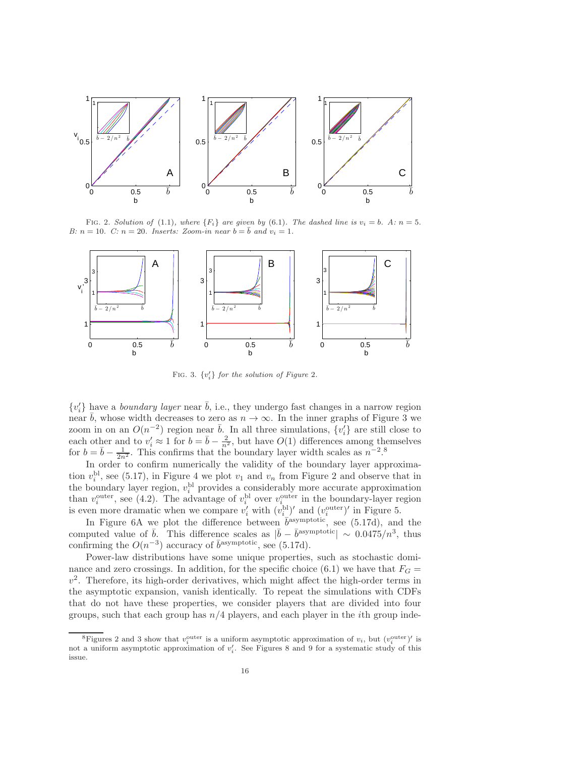FIG. 2. *Solution of* (1.1)*, where* $\{F_i\}$ *are given by* (6.1)*. The dashed line is* $v_i = b$*. A:* $n = 5$*. B:* $n = 10$*. C:* $n = 20$*. Inserts: Zoom-in near* $b = \bar{b}$ *and* $v_i = 1$*.*

FIG. 3. $\{v_i'\}$ *for the solution of Figure* 2*.*

$\{v_i'\}$ have a *boundary layer* near $\bar{b}$, i.e., they undergo fast changes in a narrow region near $\bar{b}$, whose width decreases to zero as $n \to \infty$. In the inner graphs of Figure 3 we zoom in on an $O(n^{-2})$ region near $\bar{b}$. In all three simulations, $\{v_i'\}$ are still close to each other and to $v_i' \approx 1$ for $b = \bar{b} - \frac{2}{n^2}$, but have $O(1)$ differences among themselves for $b = \bar{b} - \frac{1}{2n^2}$. This confirms that the boundary layer width scales as $n^{-2}$.[8]

In order to confirm numerically the validity of the boundary layer approximation $v_i^{\text{bl}}$, see (5.17), in Figure 4 we plot $v_1$ and $v_n$ from Figure 2 and observe that in the boundary layer region, $v_i^{\text{bl}}$ provides a considerably more accurate approximation than $v_i^{\text{outer}}$, see (4.2). The advantage of $v_i^{\text{bl}}$ over $v_i^{\text{outer}}$ in the boundary-layer region is even more dramatic when we compare $v_i'$ with $(v_i^{\text{bl}})'$ and $(v_i^{\text{outer}})'$ in Figure 5.

In Figure 6A we plot the difference between $\bar{b}^{\text{asymptotic}}$, see (5.17d), and the computed value of $\bar{b}$. This difference scales as $|\bar{b} - \bar{b}^{\text{asymptotic}}| \sim 0.0475/n^3$, thus confirming the $O(n^{-3})$ accuracy of $\bar{b}^{\text{asymptotic}}$, see (5.17d).

Power-law distributions have some unique properties, such as stochastic dominance and zero crossings. In addition, for the specific choice (6.1) we have that $F_G = v^2$. Therefore, its high-order derivatives, which might affect the high-order terms in the asymptotic expansion, vanish identically. To repeat the simulations with CDFs that do not have these properties, we consider players that are divided into four groups, such that each group has $n/4$ players, and each player in the $i$th group inde-

[8] Figures 2 and 3 show that $v_i^{\text{outer}}$ is a uniform asymptotic approximation of $v_i$, but $(v_i^{\text{outer}})'$ is not a uniform asymptotic approximation of $v_i'$. See Figures 8 and 9 for a systematic study of this issue.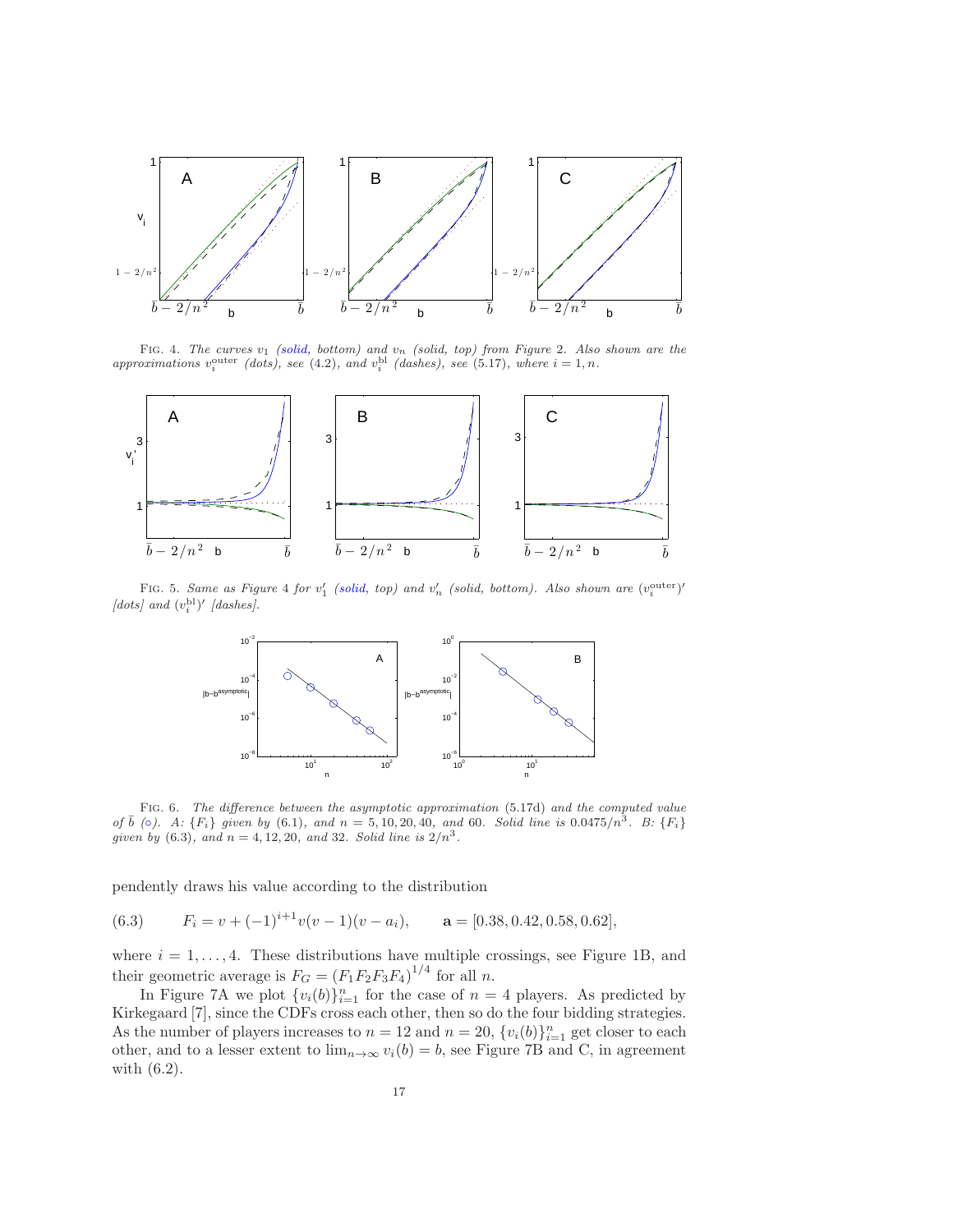FIG. 4. *The curves $v_1$ (solid, bottom) and $v_n$ (solid, top) from Figure 2. Also shown are the approximations $v_i^{\rm outer}$ (dots), see (4.2), and $v_i^{\rm bl}$ (dashes), see (5.17), where $i = 1, n$.*

FIG. 5. *Same as Figure 4 for $v_1'$ (solid, top) and $v_n'$ (solid, bottom). Also shown are $(v_i^{\rm outer})'$ [dots] and $(v_i^{\rm bl})'$ [dashes].*

FIG. 6. *The difference between the asymptotic approximation* (5.17d) *and the computed value of $\bar{b}$ (○). A: $\{F_i\}$ given by* (6.1)*, and $n = 5, 10, 20, 40,$ and $60$. Solid line is $0.0475/n^3$. B: $\{F_i\}$ given by* (6.3)*, and $n = 4, 12, 20,$ and $32$. Solid line is $2/n^3$.*

pendently draws his value according to the distribution

$$F_i = v + (-1)^{i+1} v(v-1)(v-a_i), \qquad \mathbf{a} = [0.38, 0.42, 0.58, 0.62], \tag{6.3}$$

where $i = 1, \ldots, 4$. These distributions have multiple crossings, see Figure 1B, and their geometric average is $F_G = (F_1 F_2 F_3 F_4)^{1/4}$ for all $n$.

In Figure 7A we plot $\{v_i(b)\}_{i=1}^n$ for the case of $n = 4$ players. As predicted by Kirkegaard [7], since the CDFs cross each other, then so do the four bidding strategies. As the number of players increases to $n = 12$ and $n = 20$, $\{v_i(b)\}_{i=1}^n$ get closer to each other, and to a lesser extent to $\lim_{n\to\infty} v_i(b) = b$, see Figure 7B and C, in agreement with (6.2).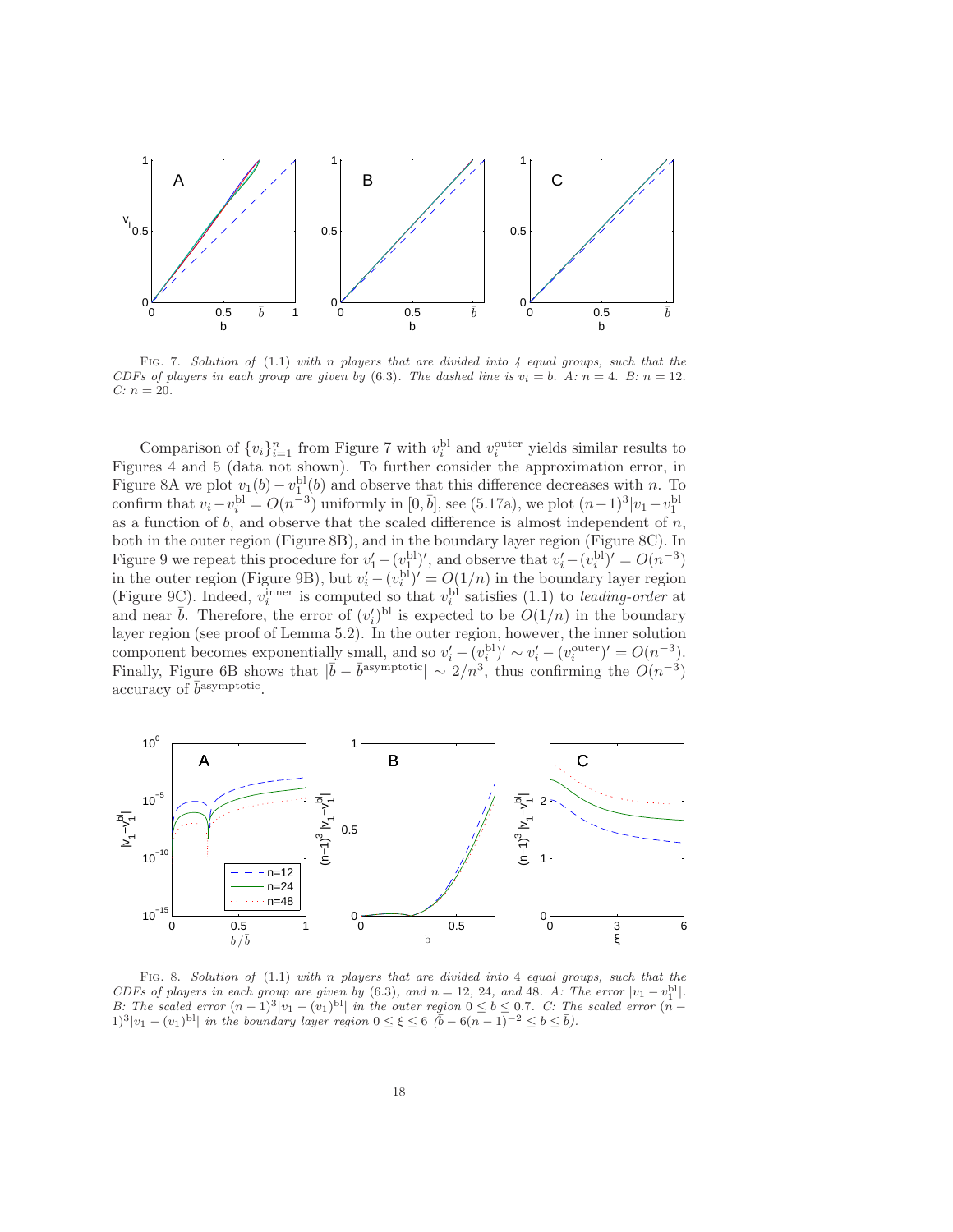Fig. 7. *Solution of* (1.1) *with* $n$ *players that are divided into 4 equal groups, such that the CDFs of players in each group are given by* (6.3)*. The dashed line is* $v_i = b$*. A:* $n = 4$*. B:* $n = 12$*. C:* $n = 20$*.*

Comparison of $\{v_i\}_{i=1}^n$ from Figure 7 with $v_i^{\rm bl}$ and $v_i^{\rm outer}$ yields similar results to Figures 4 and 5 (data not shown). To further consider the approximation error, in Figure 8A we plot $v_1(b) - v_1^{\rm bl}(b)$ and observe that this difference decreases with $n$. To confirm that $v_i - v_i^{\rm bl} = O(n^{-3})$ uniformly in $[0, \bar{b}]$, see (5.17a), we plot $(n-1)^3 |v_1 - v_1^{\rm bl}|$ as a function of $b$, and observe that the scaled difference is almost independent of $n$, both in the outer region (Figure 8B), and in the boundary layer region (Figure 8C). In Figure 9 we repeat this procedure for $v_1' - (v_1^{\rm bl})'$, and observe that $v_i' - (v_i^{\rm bl})' = O(n^{-3})$ in the outer region (Figure 9B), but $v_i' - (v_i^{\rm bl})' = O(1/n)$ in the boundary layer region (Figure 9C). Indeed, $v_i^{\rm inner}$ is computed so that $v_i^{\rm bl}$ satisfies (1.1) to *leading-order* at and near $\bar{b}$. Therefore, the error of $(v_i')^{\rm bl}$ is expected to be $O(1/n)$ in the boundary layer region (see proof of Lemma 5.2). In the outer region, however, the inner solution component becomes exponentially small, and so $v_i' - (v_i^{\rm bl})' \sim v_i' - (v_i^{\rm outer})' = O(n^{-3})$. Finally, Figure 6B shows that $|\bar{b} - \bar{b}^{\rm asymptotic}| \sim 2/n^3$, thus confirming the $O(n^{-3})$ accuracy of $\bar{b}^{\rm asymptotic}$.

Fig. 8. *Solution of* (1.1) *with* $n$ *players that are divided into* 4 *equal groups, such that the CDFs of players in each group are given by* (6.3)*, and* $n = 12$*,* 24*, and* 48*. A: The error* $|v_1 - v_1^{\rm bl}|$*. B: The scaled error* $(n-1)^3 |v_1 - (v_1)^{\rm bl}|$ *in the outer region* $0 \le b \le 0.7$*. C: The scaled error* $(n-1)^3 |v_1 - (v_1)^{\rm bl}|$ *in the boundary layer region* $0 \le \xi \le 6$ *(*$\bar{b} - 6(n-1)^{-2} \le b \le \bar{b}$*).*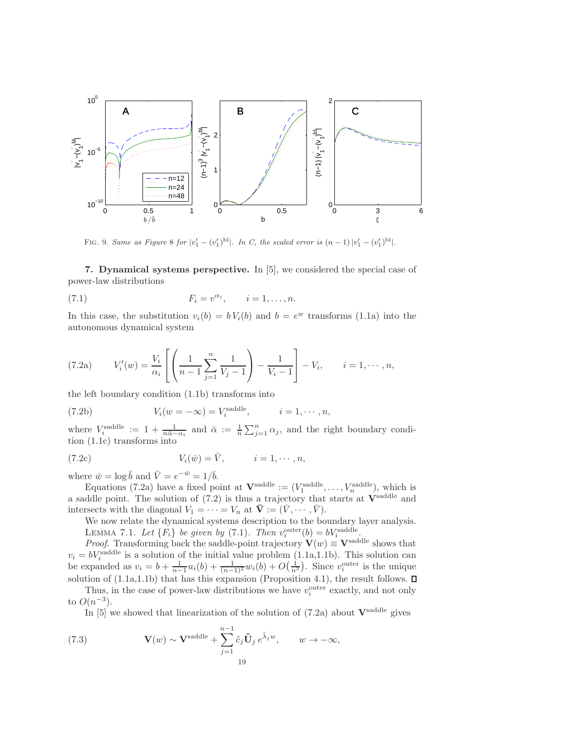FIG. 9. *Same as Figure 8 for $|v_1' - (v_1')^{\mathrm{bl}}|$. In C, the scaled error is $(n-1)\,|v_1' - (v_1')^{\mathrm{bl}}|$.*

## 7. Dynamical systems perspective.

In [5], we considered the special case of power-law distributions

$$F_i = v^{\alpha_i}, \qquad i = 1, \ldots, n. \tag{7.1}$$

In this case, the substitution $v_i(b) = b\,V_i(b)$ and $b = e^w$ transforms (1.1a) into the autonomous dynamical system

$$V_i'(w) = \frac{V_i}{\alpha_i}\left[\left(\frac{1}{n-1}\sum_{j=1}^{n}\frac{1}{V_j - 1}\right) - \frac{1}{V_i - 1}\right] - V_i, \qquad i = 1, \cdots, n, \tag{7.2a}$$

the left boundary condition (1.1b) transforms into

$$V_i(w = -\infty) = V_i^{\mathrm{saddle}}, \qquad i = 1, \cdots, n, \tag{7.2b}$$

where $V_i^{\mathrm{saddle}} := 1 + \frac{1}{n\bar{\alpha} - \alpha_i}$ and $\bar{\alpha} := \frac{1}{n}\sum_{j=1}^{n}\alpha_j$, and the right boundary condition (1.1c) transforms into

$$V_i(\bar{w}) = \bar{V}, \qquad i = 1, \cdots, n, \tag{7.2c}$$

where $\bar{w} = \log \bar{b}$ and $\bar{V} = e^{-\bar{w}} = 1/\bar{b}$.

Equations (7.2a) have a fixed point at $\mathbf{V}^{\mathrm{saddle}} := (V_1^{\mathrm{saddle}}, \ldots, V_n^{\mathrm{saddle}})$, which is a saddle point. The solution of (7.2) is thus a trajectory that starts at $\mathbf{V}^{\mathrm{saddle}}$ and intersects with the diagonal $V_1 = \cdots = V_n$ at $\bar{\mathbf{V}} := (\bar{V}, \cdots, \bar{V})$.

We now relate the dynamical systems description to the boundary layer analysis.

LEMMA 7.1. *Let $\{F_i\}$ be given by (7.1). Then $v_i^{\mathrm{outer}}(b) = bV_i^{\mathrm{saddle}}$.*

*Proof.* Transforming back the saddle-point trajectory $\mathbf{V}(w) \equiv \mathbf{V}^{\mathrm{saddle}}$ shows that $v_i = bV_i^{\mathrm{saddle}}$ is a solution of the initial value problem (1.1a,1.1b). This solution can be expanded as $v_i = b + \frac{1}{n-1}u_i(b) + \frac{1}{(n-1)^2}w_i(b) + O\big(\frac{1}{n^3}\big)$. Since $v_i^{\mathrm{outer}}$ is the unique solution of (1.1a,1.1b) that has this expansion (Proposition 4.1), the result follows. ∎

Thus, in the case of power-law distributions we have $v_i^{\mathrm{outer}}$ exactly, and not only to $O(n^{-3})$.

In [5] we showed that linearization of the solution of (7.2a) about $\mathbf{V}^{\mathrm{saddle}}$ gives

$$\mathbf{V}(w) \sim \mathbf{V}^{\mathrm{saddle}} + \sum_{j=1}^{n-1}\tilde{c}_j\,\tilde{\mathbf{U}}_j\,e^{\tilde{\lambda}_j w}, \qquad w \to -\infty, \tag{7.3}$$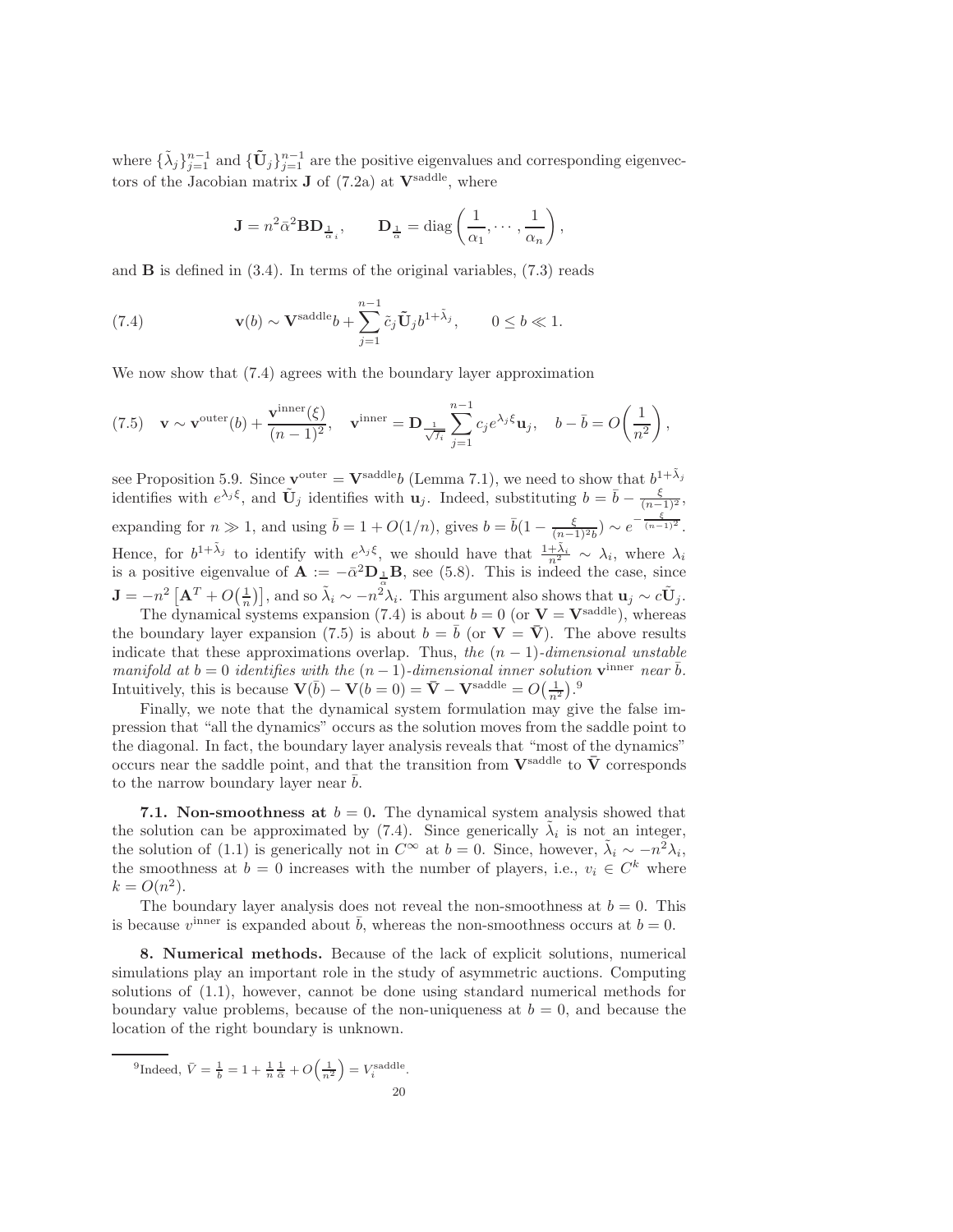where $\{\tilde{\lambda}_j\}_{j=1}^{n-1}$ and $\{\tilde{\mathbf{U}}_j\}_{j=1}^{n-1}$ are the positive eigenvalues and corresponding eigenvectors of the Jacobian matrix $\mathbf{J}$ of (7.2a) at $\mathbf{V}^{\text{saddle}}$, where

$$\mathbf{J} = n^2 \bar{\alpha}^2 \mathbf{B} \mathbf{D}_{\frac{1}{\alpha}_i}, \qquad \mathbf{D}_{\frac{1}{\alpha}} = \text{diag}\left(\frac{1}{\alpha_1}, \cdots, \frac{1}{\alpha_n}\right),$$

and $\mathbf{B}$ is defined in (3.4). In terms of the original variables, (7.3) reads

$$\mathbf{v}(b) \sim \mathbf{V}^{\text{saddle}} b + \sum_{j=1}^{n-1} \tilde{c}_j \tilde{\mathbf{U}}_j b^{1+\tilde{\lambda}_j}, \qquad 0 \le b \ll 1. \tag{7.4}$$

We now show that (7.4) agrees with the boundary layer approximation

$$\mathbf{v} \sim \mathbf{v}^{\text{outer}}(b) + \frac{\mathbf{v}^{\text{inner}}(\xi)}{(n-1)^2}, \quad \mathbf{v}^{\text{inner}} = \mathbf{D}_{\frac{1}{\sqrt{f_i}}} \sum_{j=1}^{n-1} c_j e^{\lambda_j \xi} \mathbf{u}_j, \quad b - \bar{b} = O\left(\frac{1}{n^2}\right), \tag{7.5}$$

see Proposition 5.9. Since $\mathbf{v}^{\text{outer}} = \mathbf{V}^{\text{saddle}} b$ (Lemma 7.1), we need to show that $b^{1+\tilde{\lambda}_j}$ identifies with $e^{\lambda_j \xi}$, and $\tilde{\mathbf{U}}_j$ identifies with $\mathbf{u}_j$. Indeed, substituting $b = \bar{b} - \frac{\xi}{(n-1)^2}$, expanding for $n \gg 1$, and using $\bar{b} = 1 + O(1/n)$, gives $b = \bar{b}(1 - \frac{\xi}{(n-1)^2 b}) \sim e^{-\frac{\xi}{(n-1)^2}}$. Hence, for $b^{1+\tilde{\lambda}_i}$ to identify with $e^{\lambda_j \xi}$, we should have that $\frac{1+\tilde{\lambda}_i}{n^2} \sim \lambda_i$, where $\lambda_i$ is a positive eigenvalue of $\mathbf{A} := -\bar{\alpha}^2 \mathbf{D}_{\frac{1}{\alpha}} \mathbf{B}$, see (5.8). This is indeed the case, since $\mathbf{J} = -n^2 \left[\mathbf{A}^T + O\left(\frac{1}{n}\right)\right]$, and so $\tilde{\lambda}_i \sim -n^2 \lambda_i$. This argument also shows that $\mathbf{u}_j \sim c \tilde{\mathbf{U}}_j$.

The dynamical systems expansion (7.4) is about $b = 0$ (or $\mathbf{V} = \mathbf{V}^{\text{saddle}}$), whereas the boundary layer expansion (7.5) is about $b = \bar{b}$ (or $\mathbf{V} = \bar{\mathbf{V}}$). The above results indicate that these approximations overlap. Thus, *the $(n-1)$-dimensional unstable manifold at $b = 0$ identifies with the $(n-1)$-dimensional inner solution* $\mathbf{v}^{\text{inner}}$ *near* $\bar{b}$. Intuitively, this is because $\mathbf{V}(\bar{b}) - \mathbf{V}(b = 0) = \bar{\mathbf{V}} - \mathbf{V}^{\text{saddle}} = O\left(\frac{1}{n^2}\right)$.[9]

Finally, we note that the dynamical system formulation may give the false impression that "all the dynamics" occurs as the solution moves from the saddle point to the diagonal. In fact, the boundary layer analysis reveals that "most of the dynamics" occurs near the saddle point, and that the transition from $\mathbf{V}^{\text{saddle}}$ to $\bar{\mathbf{V}}$ corresponds to the narrow boundary layer near $\bar{b}$.

**7.1. Non-smoothness at $b = 0$.** The dynamical system analysis showed that the solution can be approximated by (7.4). Since generically $\tilde{\lambda}_i$ is not an integer, the solution of (1.1) is generically not in $C^\infty$ at $b = 0$. Since, however, $\tilde{\lambda}_i \sim -n^2 \lambda_i$, the smoothness at $b = 0$ increases with the number of players, i.e., $v_i \in C^k$ where $k = O(n^2)$.

The boundary layer analysis does not reveal the non-smoothness at $b = 0$. This is because $v^{\text{inner}}$ is expanded about $\bar{b}$, whereas the non-smoothness occurs at $b = 0$.

**8. Numerical methods.** Because of the lack of explicit solutions, numerical simulations play an important role in the study of asymmetric auctions. Computing solutions of (1.1), however, cannot be done using standard numerical methods for boundary value problems, because of the non-uniqueness at $b = 0$, and because the location of the right boundary is unknown.

[9] Indeed, $\bar{V} = \frac{1}{\bar{b}} = 1 + \frac{1}{n} \frac{1}{\bar{\alpha}} + O\left(\frac{1}{n^2}\right) = V_i^{\text{saddle}}$.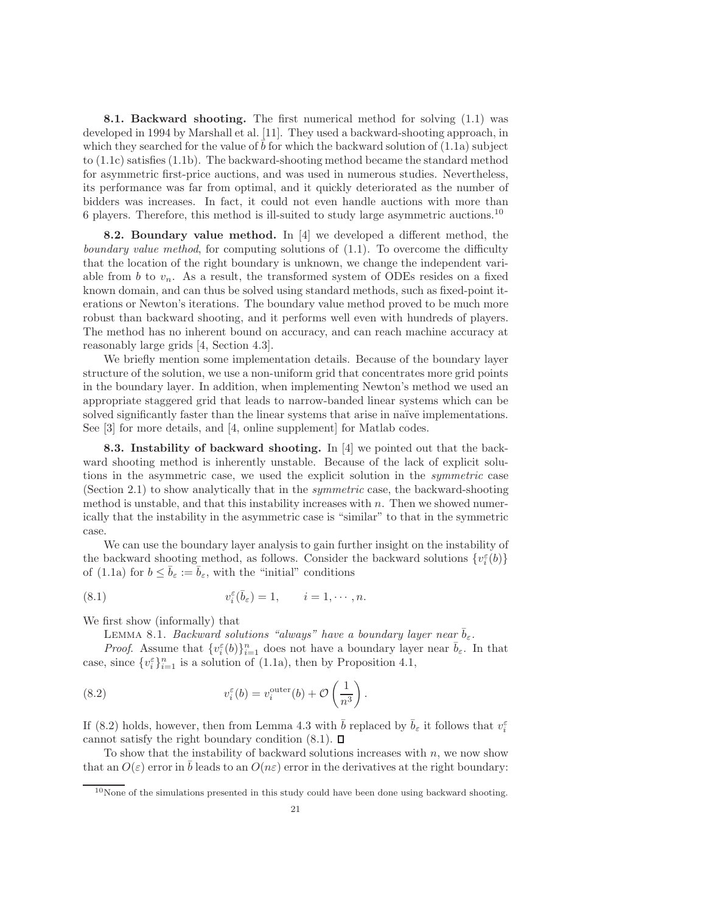**8.1. Backward shooting.** The first numerical method for solving (1.1) was developed in 1994 by Marshall et al. [11]. They used a backward-shooting approach, in which they searched for the value of $\bar{b}$ for which the backward solution of (1.1a) subject to (1.1c) satisfies (1.1b). The backward-shooting method became the standard method for asymmetric first-price auctions, and was used in numerous studies. Nevertheless, its performance was far from optimal, and it quickly deteriorated as the number of bidders was increases. In fact, it could not even handle auctions with more than 6 players. Therefore, this method is ill-suited to study large asymmetric auctions.[10]

**8.2. Boundary value method.** In [4] we developed a different method, the *boundary value method*, for computing solutions of (1.1). To overcome the difficulty that the location of the right boundary is unknown, we change the independent variable from $b$ to $v_n$. As a result, the transformed system of ODEs resides on a fixed known domain, and can thus be solved using standard methods, such as fixed-point iterations or Newton's iterations. The boundary value method proved to be much more robust than backward shooting, and it performs well even with hundreds of players. The method has no inherent bound on accuracy, and can reach machine accuracy at reasonably large grids [4, Section 4.3].

We briefly mention some implementation details. Because of the boundary layer structure of the solution, we use a non-uniform grid that concentrates more grid points in the boundary layer. In addition, when implementing Newton's method we used an appropriate staggered grid that leads to narrow-banded linear systems which can be solved significantly faster than the linear systems that arise in naïve implementations. See [3] for more details, and [4, online supplement] for Matlab codes.

**8.3. Instability of backward shooting.** In [4] we pointed out that the backward shooting method is inherently unstable. Because of the lack of explicit solutions in the asymmetric case, we used the explicit solution in the *symmetric* case (Section 2.1) to show analytically that in the *symmetric* case, the backward-shooting method is unstable, and that this instability increases with $n$. Then we showed numerically that the instability in the asymmetric case is "similar" to that in the symmetric case.

We can use the boundary layer analysis to gain further insight on the instability of the backward shooting method, as follows. Consider the backward solutions $\{v_i^{\varepsilon}(b)\}$ of (1.1a) for $b \le \bar{b}_{\varepsilon} := \bar{b}_{\varepsilon}$, with the "initial" conditions

$$v_i^{\varepsilon}(\bar{b}_{\varepsilon}) = 1, \qquad i = 1, \cdots, n. \tag{8.1}$$

We first show (informally) that

LEMMA 8.1. *Backward solutions "always" have a boundary layer near $\bar{b}_{\varepsilon}$.*

*Proof.* Assume that $\{v_i^{\varepsilon}(b)\}_{i=1}^n$ does not have a boundary layer near $\bar{b}_{\varepsilon}$. In that case, since $\{v_i^{\varepsilon}\}_{i=1}^n$ is a solution of (1.1a), then by Proposition 4.1,

$$v_i^{\varepsilon}(b) = v_i^{\text{outer}}(b) + \mathcal{O}\left(\frac{1}{n^3}\right). \tag{8.2}$$

If (8.2) holds, however, then from Lemma 4.3 with $\bar{b}$ replaced by $\bar{b}_{\varepsilon}$ it follows that $v_i^{\varepsilon}$ cannot satisfy the right boundary condition (8.1). ∎

To show that the instability of backward solutions increases with $n$, we now show that an $O(\varepsilon)$ error in $\bar{b}$ leads to an $O(n\varepsilon)$ error in the derivatives at the right boundary:

[10] None of the simulations presented in this study could have been done using backward shooting.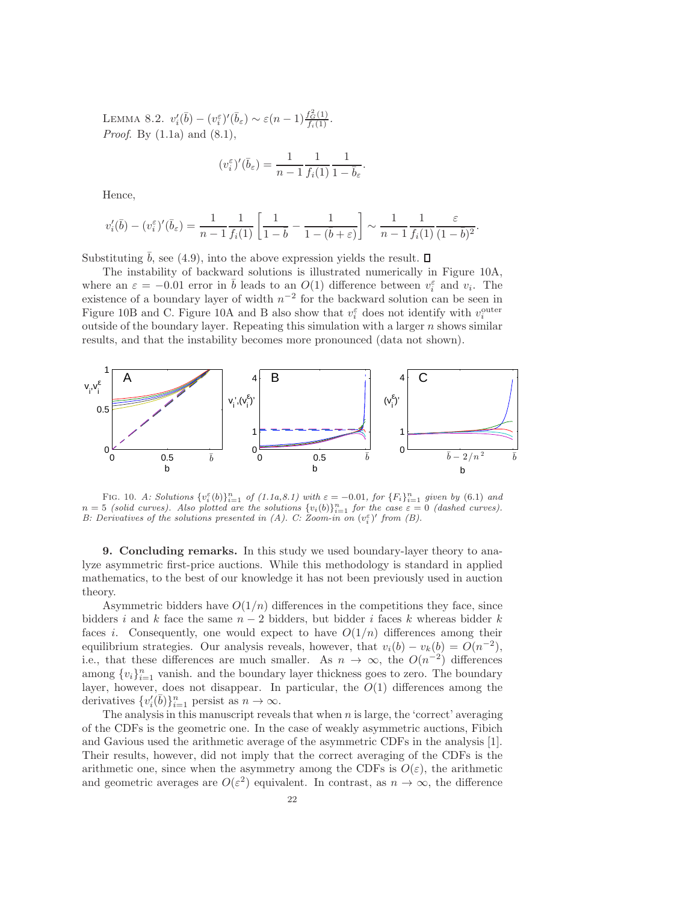LEMMA 8.2. $v_i'(\bar{b}) - (v_i^\varepsilon)'(\bar{b}_\varepsilon) \sim \varepsilon(n-1)\frac{f_G^2(1)}{f_i(1)}$.

*Proof*. By (1.1a) and (8.1),

$$(v_i^\varepsilon)'(\bar{b}_\varepsilon) = \frac{1}{n-1}\frac{1}{f_i(1)}\frac{1}{1-\bar{b}_\varepsilon}.$$

Hence,

$$v_i'(\bar{b}) - (v_i^\varepsilon)'(\bar{b}_\varepsilon) = \frac{1}{n-1}\frac{1}{f_i(1)}\left[\frac{1}{1-\bar{b}} - \frac{1}{1-(b+\varepsilon)}\right] \sim \frac{1}{n-1}\frac{1}{f_i(1)}\frac{\varepsilon}{(1-\bar{b})^2}.$$

Substituting $\bar{b}$, see (4.9), into the above expression yields the result. ∎

The instability of backward solutions is illustrated numerically in Figure 10A, where an $\varepsilon = -0.01$ error in $\bar{b}$ leads to an $O(1)$ difference between $v_i^\varepsilon$ and $v_i$. The existence of a boundary layer of width $n^{-2}$ for the backward solution can be seen in Figure 10B and C. Figure 10A and B also show that $v_i^\varepsilon$ does not identify with $v_i^{\text{outer}}$ outside of the boundary layer. Repeating this simulation with a larger $n$ shows similar results, and that the instability becomes more pronounced (data not shown).

FIG. 10. *A: Solutions $\{v_i^\varepsilon(b)\}_{i=1}^n$ of (1.1a,8.1) with $\varepsilon = -0.01$, for $\{F_i\}_{i=1}^n$ given by (6.1) and $n = 5$ (solid curves). Also plotted are the solutions $\{v_i(b)\}_{i=1}^n$ for the case $\varepsilon = 0$ (dashed curves). B: Derivatives of the solutions presented in (A). C: Zoom-in on $(v_i^\varepsilon)'$ from (B).*

## 9. Concluding remarks.

In this study we used boundary-layer theory to analyze asymmetric first-price auctions. While this methodology is standard in applied mathematics, to the best of our knowledge it has not been previously used in auction theory.

Asymmetric bidders have $O(1/n)$ differences in the competitions they face, since bidders $i$ and $k$ face the same $n-2$ bidders, but bidder $i$ faces $k$ whereas bidder $k$ faces $i$. Consequently, one would expect to have $O(1/n)$ differences among their equilibrium strategies. Our analysis reveals, however, that $v_i(b) - v_k(b) = O(n^{-2})$, i.e., that these differences are much smaller. As $n \to \infty$, the $O(n^{-2})$ differences among $\{v_i\}_{i=1}^n$ vanish. and the boundary layer thickness goes to zero. The boundary layer, however, does not disappear. In particular, the $O(1)$ differences among the derivatives $\{v_i'(\bar{b})\}_{i=1}^n$ persist as $n \to \infty$.

The analysis in this manuscript reveals that when $n$ is large, the 'correct' averaging of the CDFs is the geometric one. In the case of weakly asymmetric auctions, Fibich and Gavious used the arithmetic average of the asymmetric CDFs in the analysis [1]. Their results, however, did not imply that the correct averaging of the CDFs is the arithmetic one, since when the asymmetry among the CDFs is $O(\varepsilon)$, the arithmetic and geometric averages are $O(\varepsilon^2)$ equivalent. In contrast, as $n \to \infty$, the difference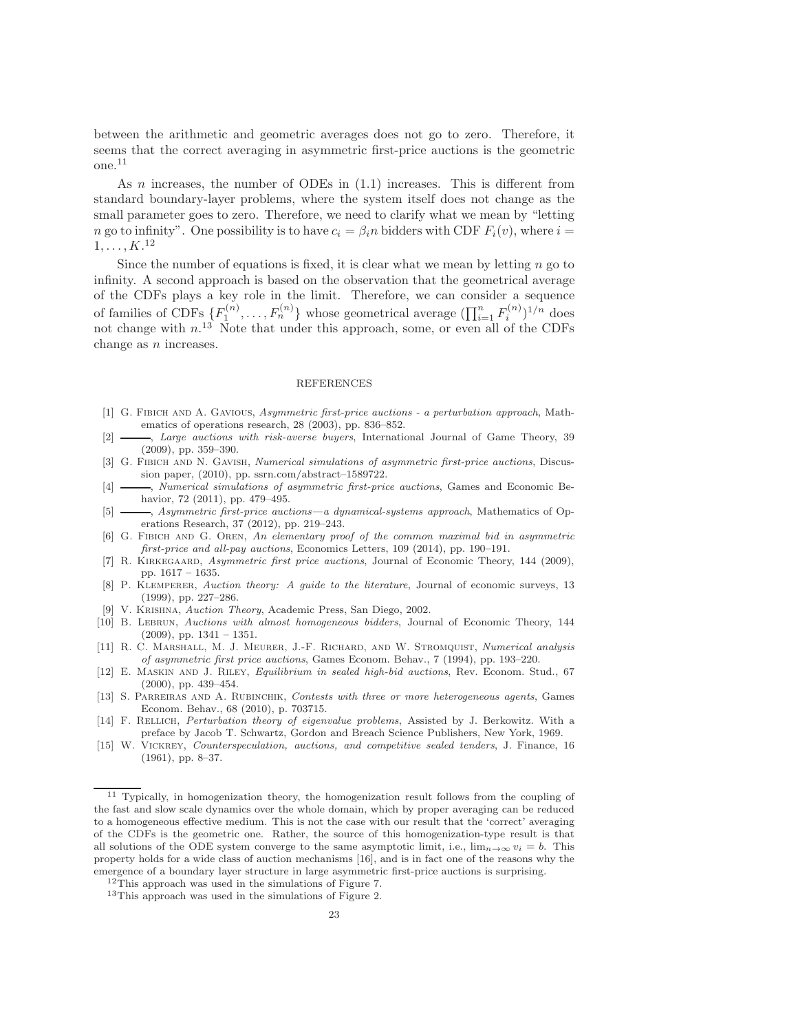between the arithmetic and geometric averages does not go to zero. Therefore, it seems that the correct averaging in asymmetric first-price auctions is the geometric one.[11]

As $n$ increases, the number of ODEs in (1.1) increases. This is different from standard boundary-layer problems, where the system itself does not change as the small parameter goes to zero. Therefore, we need to clarify what we mean by "letting $n$ go to infinity". One possibility is to have $c_i = \beta_i n$ bidders with CDF $F_i(v)$, where $i = 1, \ldots, K$.[12]

Since the number of equations is fixed, it is clear what we mean by letting $n$ go to infinity. A second approach is based on the observation that the geometrical average of the CDFs plays a key role in the limit. Therefore, we can consider a sequence of families of CDFs $\{F_1^{(n)}, \ldots, F_n^{(n)}\}$ whose geometrical average $(\prod_{i=1}^n F_i^{(n)})^{1/n}$ does not change with $n$.[13] Note that under this approach, some, or even all of the CDFs change as $n$ increases.

## REFERENCES

[1] G. Fibich and A. Gavious, *Asymmetric first-price auctions - a perturbation approach*, Mathematics of operations research, 28 (2003), pp. 836–852.

[2] ———, *Large auctions with risk-averse buyers*, International Journal of Game Theory, 39 (2009), pp. 359–390.

[3] G. Fibich and N. Gavish, *Numerical simulations of asymmetric first-price auctions*, Discussion paper, (2010), pp. ssrn.com/abstract–1589722.

[4] ———, *Numerical simulations of asymmetric first-price auctions*, Games and Economic Behavior, 72 (2011), pp. 479–495.

[5] ———, *Asymmetric first-price auctions—a dynamical-systems approach*, Mathematics of Operations Research, 37 (2012), pp. 219–243.

[6] G. Fibich and G. Oren, *An elementary proof of the common maximal bid in asymmetric first-price and all-pay auctions*, Economics Letters, 109 (2014), pp. 190–191.

[7] R. Kirkegaard, *Asymmetric first price auctions*, Journal of Economic Theory, 144 (2009), pp. 1617 – 1635.

[8] P. Klemperer, *Auction theory: A guide to the literature*, Journal of economic surveys, 13 (1999), pp. 227–286.

[9] V. Krishna, *Auction Theory*, Academic Press, San Diego, 2002.

[10] B. Lebrun, *Auctions with almost homogeneous bidders*, Journal of Economic Theory, 144 (2009), pp. 1341 – 1351.

[11] R. C. Marshall, M. J. Meurer, J.-F. Richard, and W. Stromquist, *Numerical analysis of asymmetric first price auctions*, Games Econom. Behav., 7 (1994), pp. 193–220.

[12] E. Maskin and J. Riley, *Equilibrium in sealed high-bid auctions*, Rev. Econom. Stud., 67 (2000), pp. 439–454.

[13] S. Parreiras and A. Rubinchik, *Contests with three or more heterogeneous agents*, Games Econom. Behav., 68 (2010), p. 703715.

[14] F. Rellich, *Perturbation theory of eigenvalue problems*, Assisted by J. Berkowitz. With a preface by Jacob T. Schwartz, Gordon and Breach Science Publishers, New York, 1969.

[15] W. Vickrey, *Counterspeculation, auctions, and competitive sealed tenders*, J. Finance, 16 (1961), pp. 8–37.

---

[11] Typically, in homogenization theory, the homogenization result follows from the coupling of the fast and slow scale dynamics over the whole domain, which by proper averaging can be reduced to a homogeneous effective medium. This is not the case with our result that the 'correct' averaging of the CDFs is the geometric one. Rather, the source of this homogenization-type result is that all solutions of the ODE system converge to the same asymptotic limit, i.e., $\lim_{n\to\infty} v_i = b$. This property holds for a wide class of auction mechanisms [16], and is in fact one of the reasons why the emergence of a boundary layer structure in large asymmetric first-price auctions is surprising.

[12] This approach was used in the simulations of Figure 7.

[13] This approach was used in the simulations of Figure 2.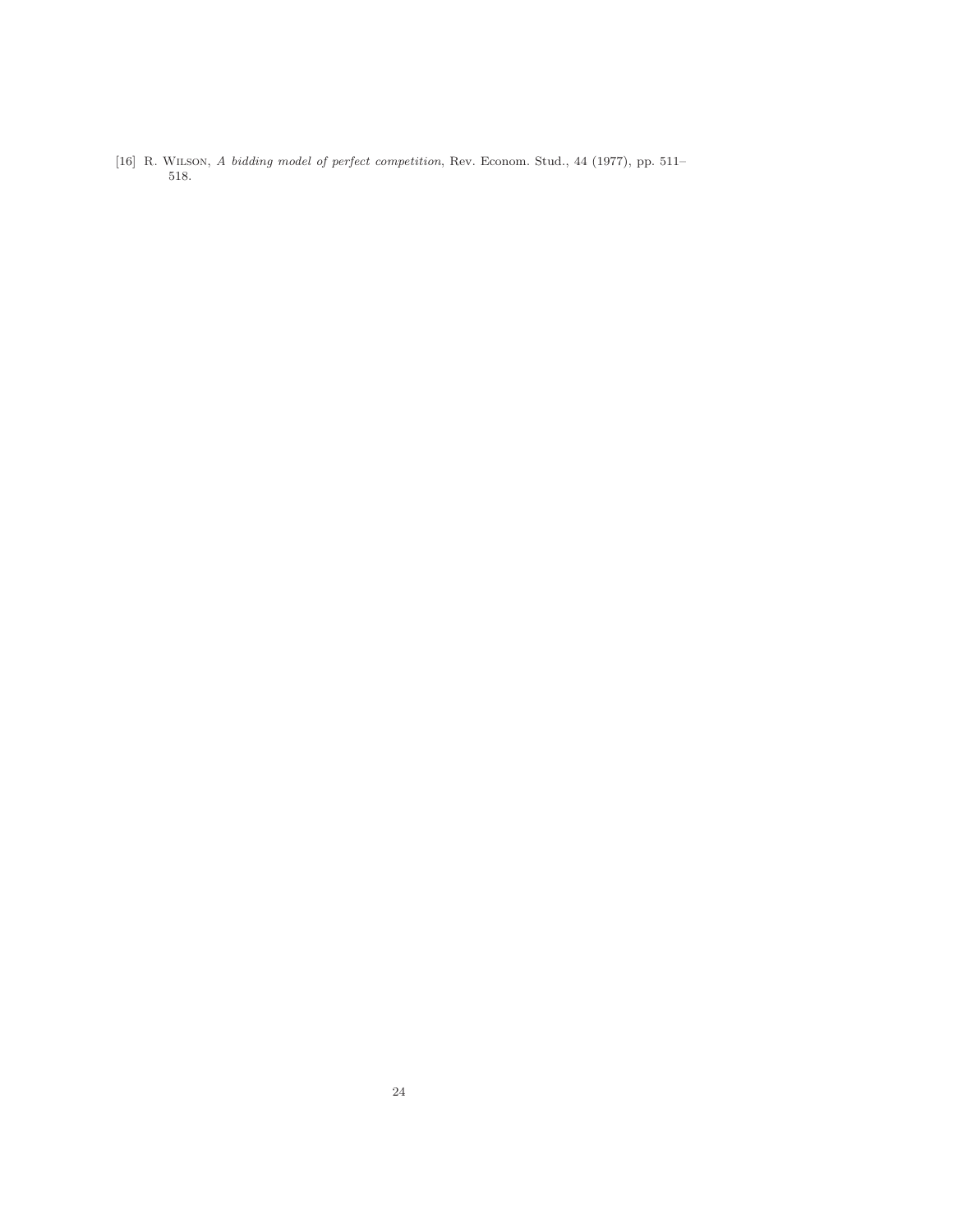[16] R. Wilson, *A bidding model of perfect competition*, Rev. Econom. Stud., 44 (1977), pp. 511–518.